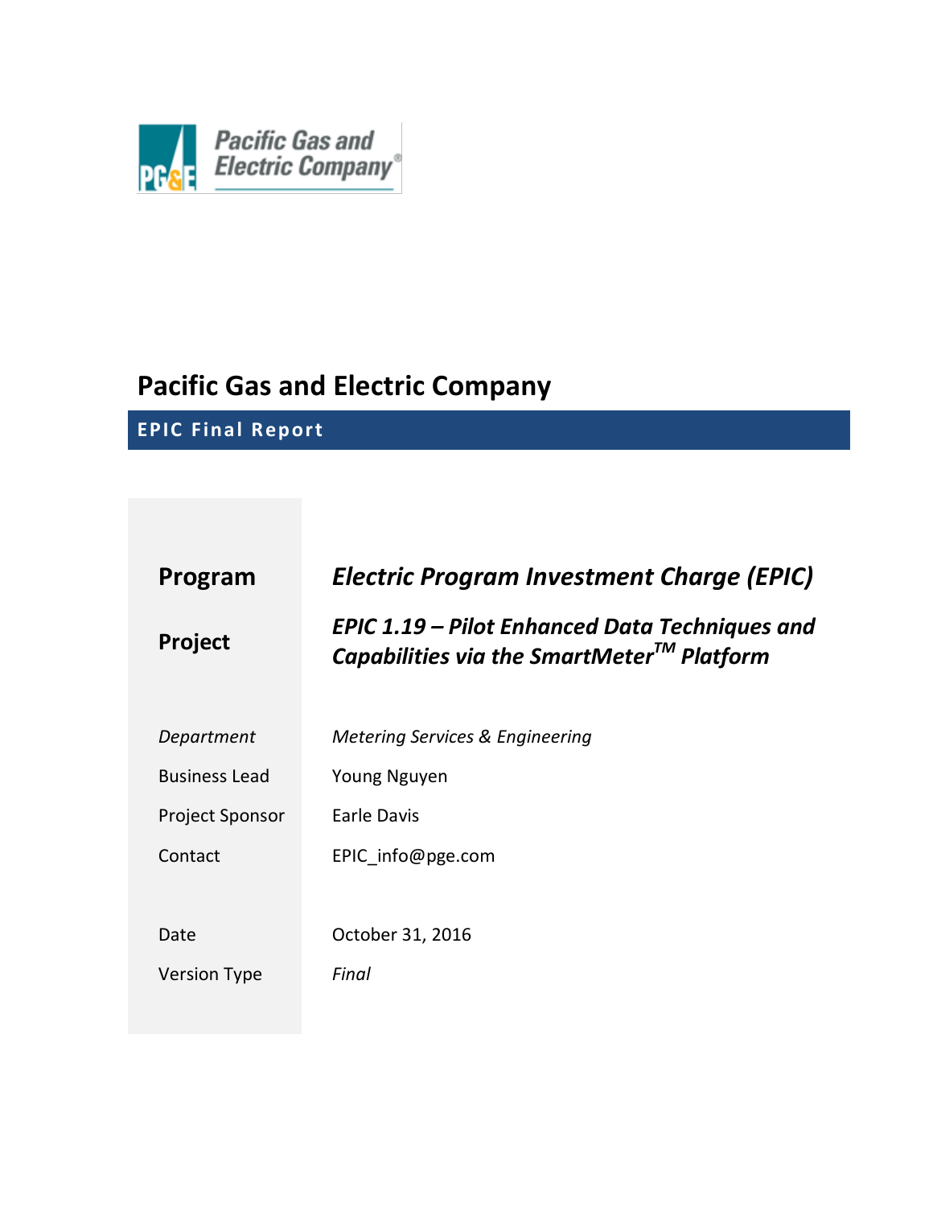# Pacific Gas and Electric Company

## EPIC Final Report

| | |
|---|---|
| **Program** | ***Electric Program Investment Charge (EPIC)*** |
| **Project** | ***EPIC 1.19 – Pilot Enhanced Data Techniques and Capabilities via the SmartMeter$^{TM}$ Platform*** |
| *Department* | *Metering Services & Engineering* |
| Business Lead | Young Nguyen |
| Project Sponsor | Earle Davis |
| Contact | EPIC_info@pge.com |
| Date | October 31, 2016 |
| Version Type | *Final* |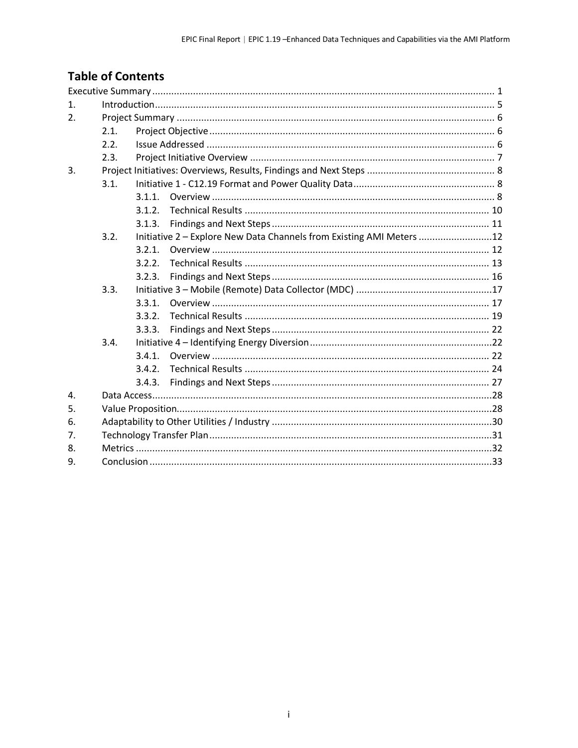# Table of Contents

Executive Summary ... 1

1. Introduction ... 5
2. Project Summary ... 6
   - 2.1. Project Objective ... 6
   - 2.2. Issue Addressed ... 6
   - 2.3. Project Initiative Overview ... 7
3. Project Initiatives: Overviews, Results, Findings and Next Steps ... 8
   - 3.1. Initiative 1 - C12.19 Format and Power Quality Data ... 8
     - 3.1.1. Overview ... 8
     - 3.1.2. Technical Results ... 10
     - 3.1.3. Findings and Next Steps ... 11
   - 3.2. Initiative 2 – Explore New Data Channels from Existing AMI Meters ... 12
     - 3.2.1. Overview ... 12
     - 3.2.2. Technical Results ... 13
     - 3.2.3. Findings and Next Steps ... 16
   - 3.3. Initiative 3 – Mobile (Remote) Data Collector (MDC) ... 17
     - 3.3.1. Overview ... 17
     - 3.3.2. Technical Results ... 19
     - 3.3.3. Findings and Next Steps ... 22
   - 3.4. Initiative 4 – Identifying Energy Diversion ... 22
     - 3.4.1. Overview ... 22
     - 3.4.2. Technical Results ... 24
     - 3.4.3. Findings and Next Steps ... 27
4. Data Access ... 28
5. Value Proposition ... 28
6. Adaptability to Other Utilities / Industry ... 30
7. Technology Transfer Plan ... 31
8. Metrics ... 32
9. Conclusion ... 33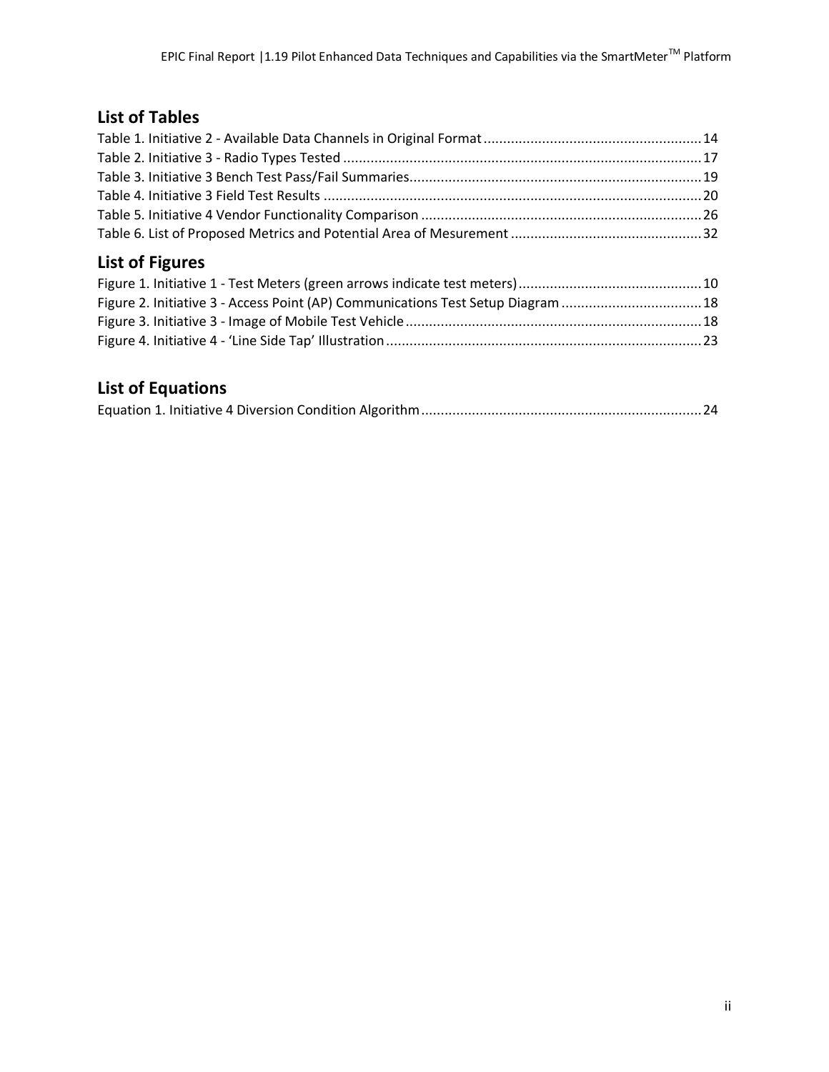## List of Tables

Table 1. Initiative 2 - Available Data Channels in Original Format ........................................................ 14
Table 2. Initiative 3 - Radio Types Tested ........................................................................................... 17
Table 3. Initiative 3 Bench Test Pass/Fail Summaries.......................................................................... 19
Table 4. Initiative 3 Field Test Results ................................................................................................ 20
Table 5. Initiative 4 Vendor Functionality Comparison ........................................................................ 26
Table 6. List of Proposed Metrics and Potential Area of Mesurement ................................................. 32

## List of Figures

Figure 1. Initiative 1 - Test Meters (green arrows indicate test meters)............................................... 10
Figure 2. Initiative 3 - Access Point (AP) Communications Test Setup Diagram .................................... 18
Figure 3. Initiative 3 - Image of Mobile Test Vehicle ............................................................................ 18
Figure 4. Initiative 4 - 'Line Side Tap' Illustration ................................................................................. 23

## List of Equations

Equation 1. Initiative 4 Diversion Condition Algorithm ........................................................................ 24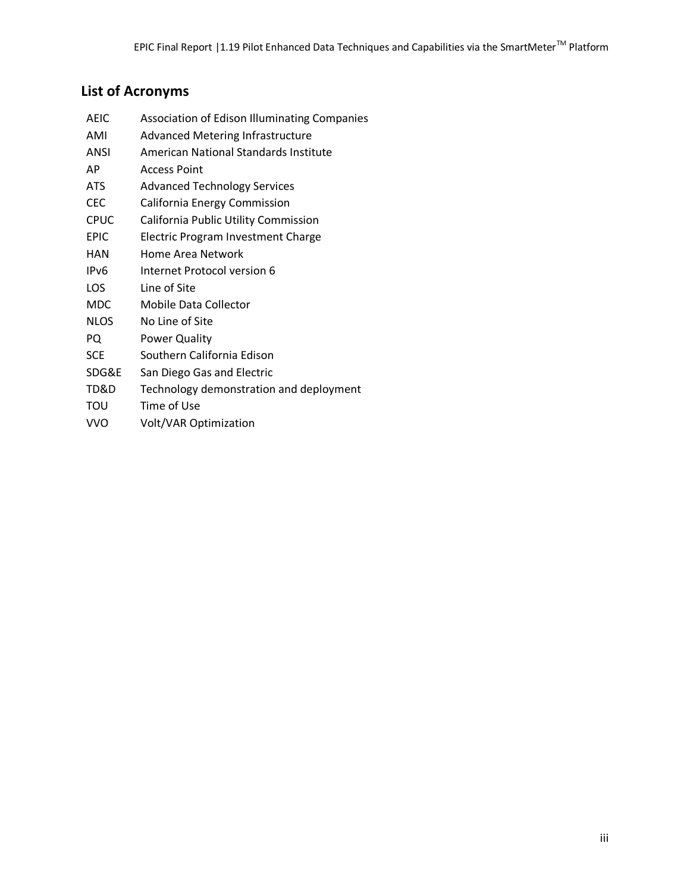## List of Acronyms

| | |
|---|---|
| AEIC | Association of Edison Illuminating Companies |
| AMI | Advanced Metering Infrastructure |
| ANSI | American National Standards Institute |
| AP | Access Point |
| ATS | Advanced Technology Services |
| CEC | California Energy Commission |
| CPUC | California Public Utility Commission |
| EPIC | Electric Program Investment Charge |
| HAN | Home Area Network |
| IPv6 | Internet Protocol version 6 |
| LOS | Line of Site |
| MDC | Mobile Data Collector |
| NLOS | No Line of Site |
| PQ | Power Quality |
| SCE | Southern California Edison |
| SDG&E | San Diego Gas and Electric |
| TD&D | Technology demonstration and deployment |
| TOU | Time of Use |
| VVO | Volt/VAR Optimization |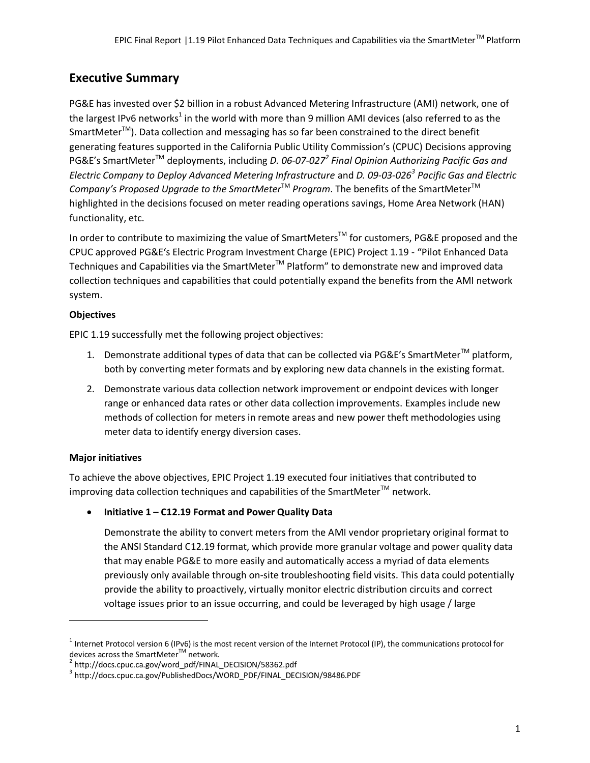## Executive Summary

PG&E has invested over $2 billion in a robust Advanced Metering Infrastructure (AMI) network, one of the largest IPv6 networks[1] in the world with more than 9 million AMI devices (also referred to as the SmartMeter™). Data collection and messaging has so far been constrained to the direct benefit generating features supported in the California Public Utility Commission's (CPUC) Decisions approving PG&E's SmartMeter™ deployments, including *D. 06-07-027[2] Final Opinion Authorizing Pacific Gas and Electric Company to Deploy Advanced Metering Infrastructure* and *D. 09-03-026[3] Pacific Gas and Electric Company's Proposed Upgrade to the SmartMeter™ Program*. The benefits of the SmartMeter™ highlighted in the decisions focused on meter reading operations savings, Home Area Network (HAN) functionality, etc.

In order to contribute to maximizing the value of SmartMeters™ for customers, PG&E proposed and the CPUC approved PG&E's Electric Program Investment Charge (EPIC) Project 1.19 - "Pilot Enhanced Data Techniques and Capabilities via the SmartMeter™ Platform" to demonstrate new and improved data collection techniques and capabilities that could potentially expand the benefits from the AMI network system.

**Objectives**

EPIC 1.19 successfully met the following project objectives:

1. Demonstrate additional types of data that can be collected via PG&E's SmartMeter™ platform, both by converting meter formats and by exploring new data channels in the existing format.
2. Demonstrate various data collection network improvement or endpoint devices with longer range or enhanced data rates or other data collection improvements. Examples include new methods of collection for meters in remote areas and new power theft methodologies using meter data to identify energy diversion cases.

**Major initiatives**

To achieve the above objectives, EPIC Project 1.19 executed four initiatives that contributed to improving data collection techniques and capabilities of the SmartMeter™ network.

- **Initiative 1 – C12.19 Format and Power Quality Data**

  Demonstrate the ability to convert meters from the AMI vendor proprietary original format to the ANSI Standard C12.19 format, which provide more granular voltage and power quality data that may enable PG&E to more easily and automatically access a myriad of data elements previously only available through on-site troubleshooting field visits. This data could potentially provide the ability to proactively, virtually monitor electric distribution circuits and correct voltage issues prior to an issue occurring, and could be leveraged by high usage / large

---

[1] Internet Protocol version 6 (IPv6) is the most recent version of the Internet Protocol (IP), the communications protocol for devices across the SmartMeter™ network.

[2] http://docs.cpuc.ca.gov/word_pdf/FINAL_DECISION/58362.pdf

[3] http://docs.cpuc.ca.gov/PublishedDocs/WORD_PDF/FINAL_DECISION/98486.PDF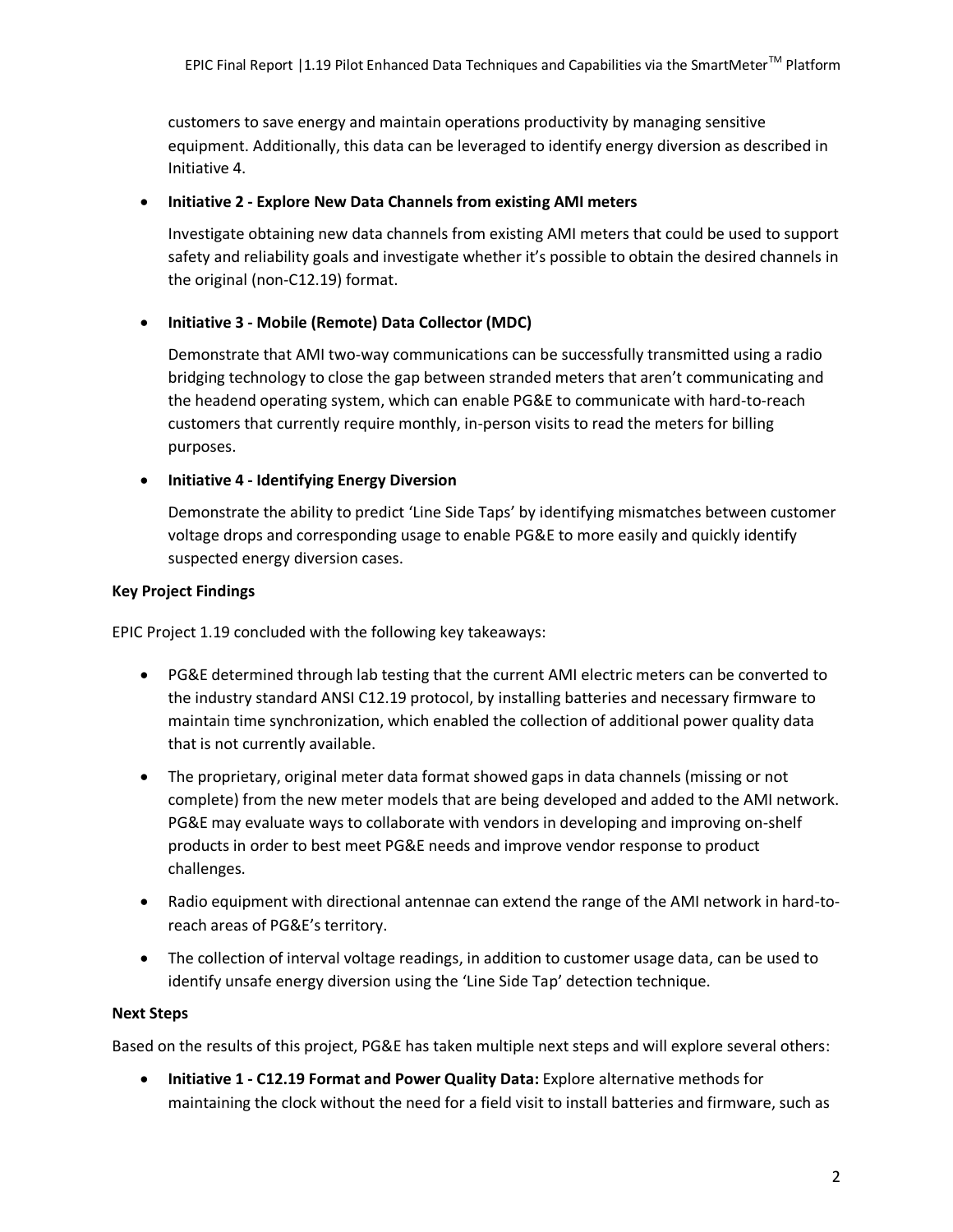customers to save energy and maintain operations productivity by managing sensitive equipment. Additionally, this data can be leveraged to identify energy diversion as described in Initiative 4.

- **Initiative 2 - Explore New Data Channels from existing AMI meters**

  Investigate obtaining new data channels from existing AMI meters that could be used to support safety and reliability goals and investigate whether it's possible to obtain the desired channels in the original (non-C12.19) format.

- **Initiative 3 - Mobile (Remote) Data Collector (MDC)**

  Demonstrate that AMI two-way communications can be successfully transmitted using a radio bridging technology to close the gap between stranded meters that aren't communicating and the headend operating system, which can enable PG&E to communicate with hard-to-reach customers that currently require monthly, in-person visits to read the meters for billing purposes.

- **Initiative 4 - Identifying Energy Diversion**

  Demonstrate the ability to predict 'Line Side Taps' by identifying mismatches between customer voltage drops and corresponding usage to enable PG&E to more easily and quickly identify suspected energy diversion cases.

**Key Project Findings**

EPIC Project 1.19 concluded with the following key takeaways:

- PG&E determined through lab testing that the current AMI electric meters can be converted to the industry standard ANSI C12.19 protocol, by installing batteries and necessary firmware to maintain time synchronization, which enabled the collection of additional power quality data that is not currently available.
- The proprietary, original meter data format showed gaps in data channels (missing or not complete) from the new meter models that are being developed and added to the AMI network. PG&E may evaluate ways to collaborate with vendors in developing and improving on-shelf products in order to best meet PG&E needs and improve vendor response to product challenges.
- Radio equipment with directional antennae can extend the range of the AMI network in hard-to-reach areas of PG&E's territory.
- The collection of interval voltage readings, in addition to customer usage data, can be used to identify unsafe energy diversion using the 'Line Side Tap' detection technique.

**Next Steps**

Based on the results of this project, PG&E has taken multiple next steps and will explore several others:

- **Initiative 1 - C12.19 Format and Power Quality Data:** Explore alternative methods for maintaining the clock without the need for a field visit to install batteries and firmware, such as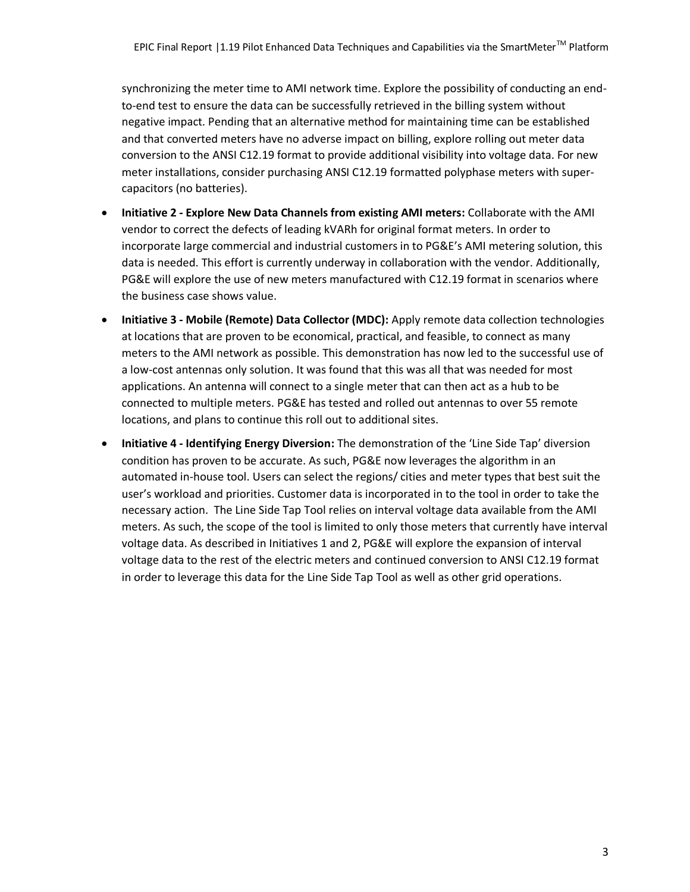synchronizing the meter time to AMI network time. Explore the possibility of conducting an end-to-end test to ensure the data can be successfully retrieved in the billing system without negative impact. Pending that an alternative method for maintaining time can be established and that converted meters have no adverse impact on billing, explore rolling out meter data conversion to the ANSI C12.19 format to provide additional visibility into voltage data. For new meter installations, consider purchasing ANSI C12.19 formatted polyphase meters with super-capacitors (no batteries).

- **Initiative 2 - Explore New Data Channels from existing AMI meters:** Collaborate with the AMI vendor to correct the defects of leading kVARh for original format meters. In order to incorporate large commercial and industrial customers in to PG&E's AMI metering solution, this data is needed. This effort is currently underway in collaboration with the vendor. Additionally, PG&E will explore the use of new meters manufactured with C12.19 format in scenarios where the business case shows value.
- **Initiative 3 - Mobile (Remote) Data Collector (MDC):** Apply remote data collection technologies at locations that are proven to be economical, practical, and feasible, to connect as many meters to the AMI network as possible. This demonstration has now led to the successful use of a low-cost antennas only solution. It was found that this was all that was needed for most applications. An antenna will connect to a single meter that can then act as a hub to be connected to multiple meters. PG&E has tested and rolled out antennas to over 55 remote locations, and plans to continue this roll out to additional sites.
- **Initiative 4 - Identifying Energy Diversion:** The demonstration of the 'Line Side Tap' diversion condition has proven to be accurate. As such, PG&E now leverages the algorithm in an automated in-house tool. Users can select the regions/ cities and meter types that best suit the user's workload and priorities. Customer data is incorporated in to the tool in order to take the necessary action. The Line Side Tap Tool relies on interval voltage data available from the AMI meters. As such, the scope of the tool is limited to only those meters that currently have interval voltage data. As described in Initiatives 1 and 2, PG&E will explore the expansion of interval voltage data to the rest of the electric meters and continued conversion to ANSI C12.19 format in order to leverage this data for the Line Side Tap Tool as well as other grid operations.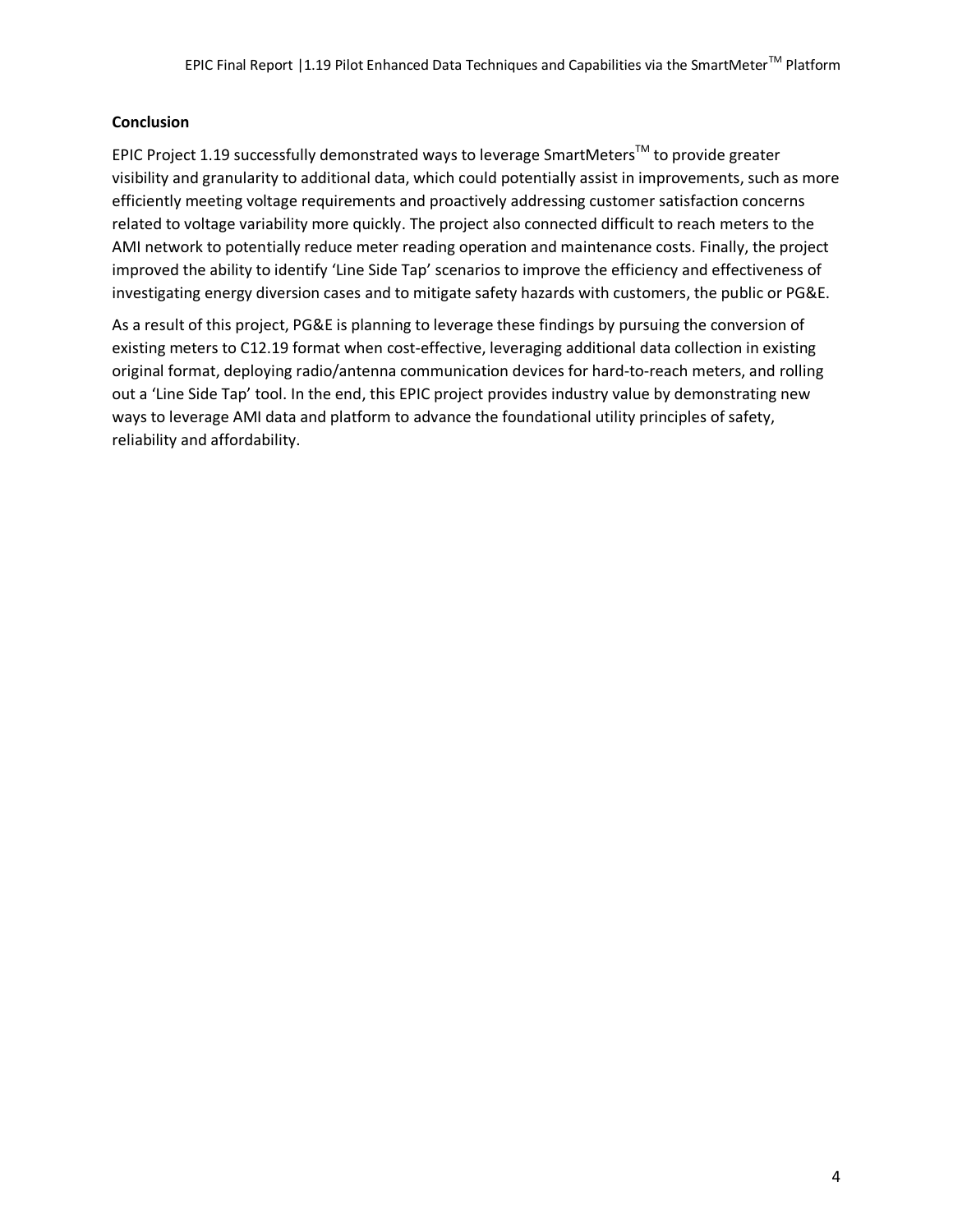**Conclusion**

EPIC Project 1.19 successfully demonstrated ways to leverage SmartMeters™ to provide greater visibility and granularity to additional data, which could potentially assist in improvements, such as more efficiently meeting voltage requirements and proactively addressing customer satisfaction concerns related to voltage variability more quickly. The project also connected difficult to reach meters to the AMI network to potentially reduce meter reading operation and maintenance costs. Finally, the project improved the ability to identify 'Line Side Tap' scenarios to improve the efficiency and effectiveness of investigating energy diversion cases and to mitigate safety hazards with customers, the public or PG&E.

As a result of this project, PG&E is planning to leverage these findings by pursuing the conversion of existing meters to C12.19 format when cost-effective, leveraging additional data collection in existing original format, deploying radio/antenna communication devices for hard-to-reach meters, and rolling out a 'Line Side Tap' tool. In the end, this EPIC project provides industry value by demonstrating new ways to leverage AMI data and platform to advance the foundational utility principles of safety, reliability and affordability.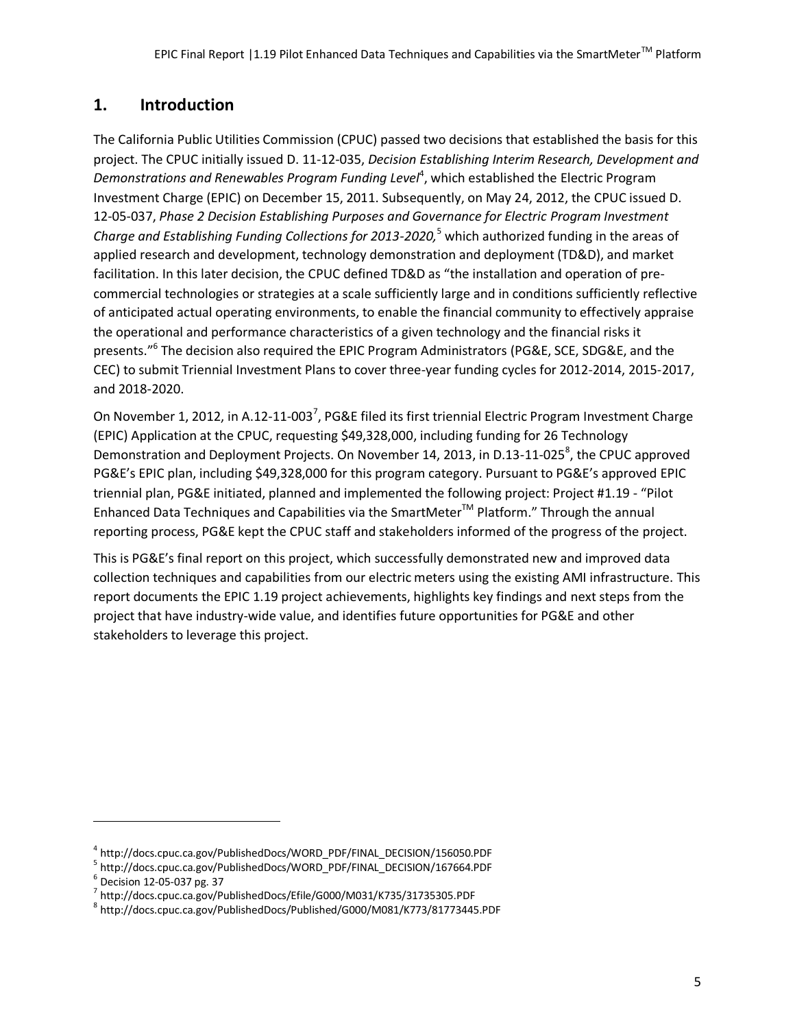## 1. Introduction

The California Public Utilities Commission (CPUC) passed two decisions that established the basis for this project. The CPUC initially issued D. 11-12-035, *Decision Establishing Interim Research, Development and Demonstrations and Renewables Program Funding Level*[4], which established the Electric Program Investment Charge (EPIC) on December 15, 2011. Subsequently, on May 24, 2012, the CPUC issued D. 12-05-037, *Phase 2 Decision Establishing Purposes and Governance for Electric Program Investment Charge and Establishing Funding Collections for 2013-2020,*[5] which authorized funding in the areas of applied research and development, technology demonstration and deployment (TD&D), and market facilitation. In this later decision, the CPUC defined TD&D as "the installation and operation of pre-commercial technologies or strategies at a scale sufficiently large and in conditions sufficiently reflective of anticipated actual operating environments, to enable the financial community to effectively appraise the operational and performance characteristics of a given technology and the financial risks it presents."[6] The decision also required the EPIC Program Administrators (PG&E, SCE, SDG&E, and the CEC) to submit Triennial Investment Plans to cover three-year funding cycles for 2012-2014, 2015-2017, and 2018-2020.

On November 1, 2012, in A.12-11-003[7], PG&E filed its first triennial Electric Program Investment Charge (EPIC) Application at the CPUC, requesting $49,328,000, including funding for 26 Technology Demonstration and Deployment Projects. On November 14, 2013, in D.13-11-025[8], the CPUC approved PG&E's EPIC plan, including $49,328,000 for this program category. Pursuant to PG&E's approved EPIC triennial plan, PG&E initiated, planned and implemented the following project: Project #1.19 - "Pilot Enhanced Data Techniques and Capabilities via the SmartMeter™ Platform." Through the annual reporting process, PG&E kept the CPUC staff and stakeholders informed of the progress of the project.

This is PG&E's final report on this project, which successfully demonstrated new and improved data collection techniques and capabilities from our electric meters using the existing AMI infrastructure. This report documents the EPIC 1.19 project achievements, highlights key findings and next steps from the project that have industry-wide value, and identifies future opportunities for PG&E and other stakeholders to leverage this project.

---

[4] http://docs.cpuc.ca.gov/PublishedDocs/WORD_PDF/FINAL_DECISION/156050.PDF
[5] http://docs.cpuc.ca.gov/PublishedDocs/WORD_PDF/FINAL_DECISION/167664.PDF
[6] Decision 12-05-037 pg. 37
[7] http://docs.cpuc.ca.gov/PublishedDocs/Efile/G000/M031/K735/31735305.PDF
[8] http://docs.cpuc.ca.gov/PublishedDocs/Published/G000/M081/K773/81773445.PDF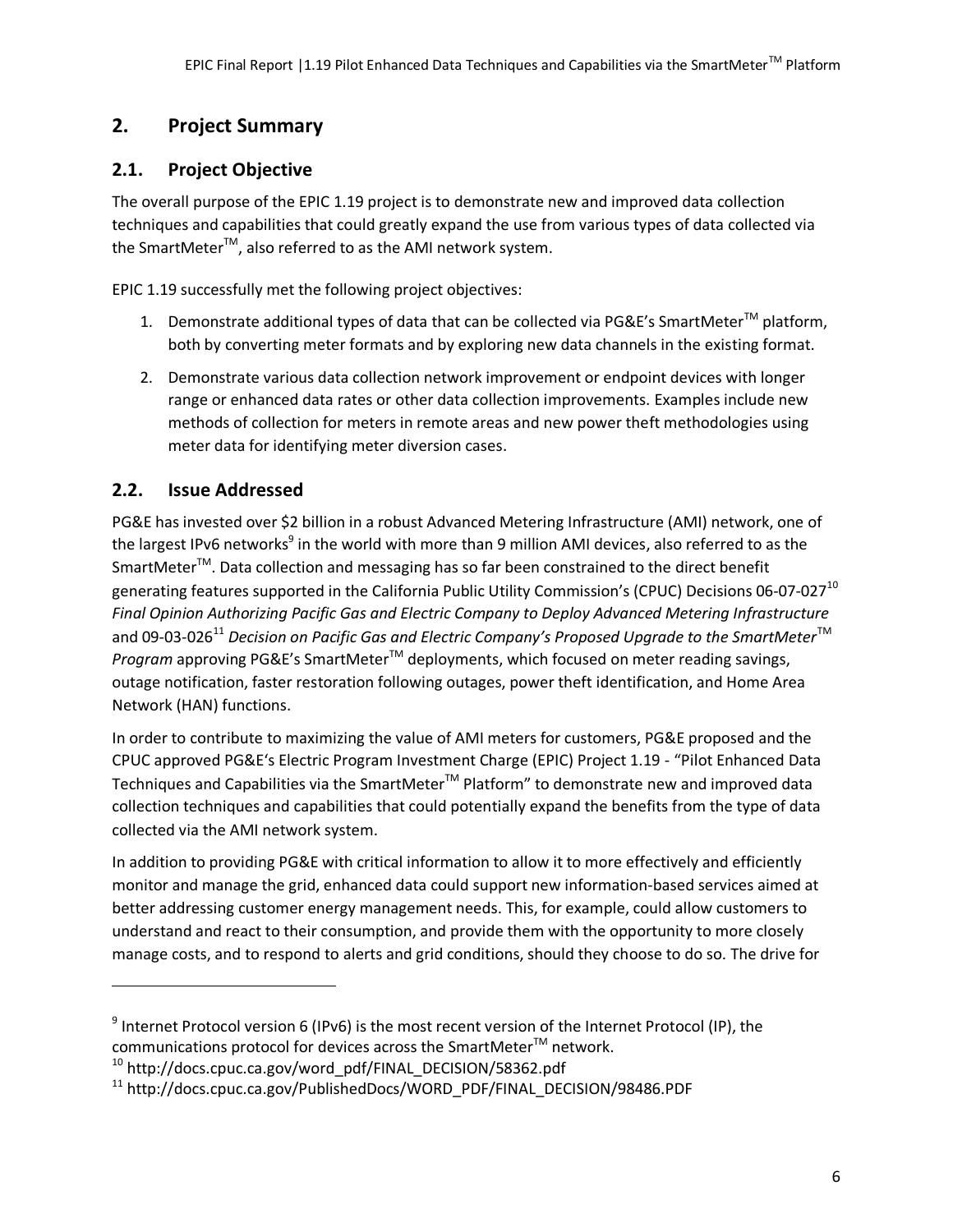## 2. Project Summary

### 2.1. Project Objective

The overall purpose of the EPIC 1.19 project is to demonstrate new and improved data collection techniques and capabilities that could greatly expand the use from various types of data collected via the SmartMeter™, also referred to as the AMI network system.

EPIC 1.19 successfully met the following project objectives:

1. Demonstrate additional types of data that can be collected via PG&E's SmartMeter™ platform, both by converting meter formats and by exploring new data channels in the existing format.
2. Demonstrate various data collection network improvement or endpoint devices with longer range or enhanced data rates or other data collection improvements. Examples include new methods of collection for meters in remote areas and new power theft methodologies using meter data for identifying meter diversion cases.

### 2.2. Issue Addressed

PG&E has invested over $2 billion in a robust Advanced Metering Infrastructure (AMI) network, one of the largest IPv6 networks[9] in the world with more than 9 million AMI devices, also referred to as the SmartMeter™. Data collection and messaging has so far been constrained to the direct benefit generating features supported in the California Public Utility Commission's (CPUC) Decisions 06-07-027[10] *Final Opinion Authorizing Pacific Gas and Electric Company to Deploy Advanced Metering Infrastructure* and 09-03-026[11] *Decision on Pacific Gas and Electric Company's Proposed Upgrade to the SmartMeter™ Program* approving PG&E's SmartMeter™ deployments, which focused on meter reading savings, outage notification, faster restoration following outages, power theft identification, and Home Area Network (HAN) functions.

In order to contribute to maximizing the value of AMI meters for customers, PG&E proposed and the CPUC approved PG&E's Electric Program Investment Charge (EPIC) Project 1.19 - "Pilot Enhanced Data Techniques and Capabilities via the SmartMeter™ Platform" to demonstrate new and improved data collection techniques and capabilities that could potentially expand the benefits from the type of data collected via the AMI network system.

In addition to providing PG&E with critical information to allow it to more effectively and efficiently monitor and manage the grid, enhanced data could support new information-based services aimed at better addressing customer energy management needs. This, for example, could allow customers to understand and react to their consumption, and provide them with the opportunity to more closely manage costs, and to respond to alerts and grid conditions, should they choose to do so. The drive for

---

[9] Internet Protocol version 6 (IPv6) is the most recent version of the Internet Protocol (IP), the communications protocol for devices across the SmartMeter™ network.

[10] http://docs.cpuc.ca.gov/word_pdf/FINAL_DECISION/58362.pdf

[11] http://docs.cpuc.ca.gov/PublishedDocs/WORD_PDF/FINAL_DECISION/98486.PDF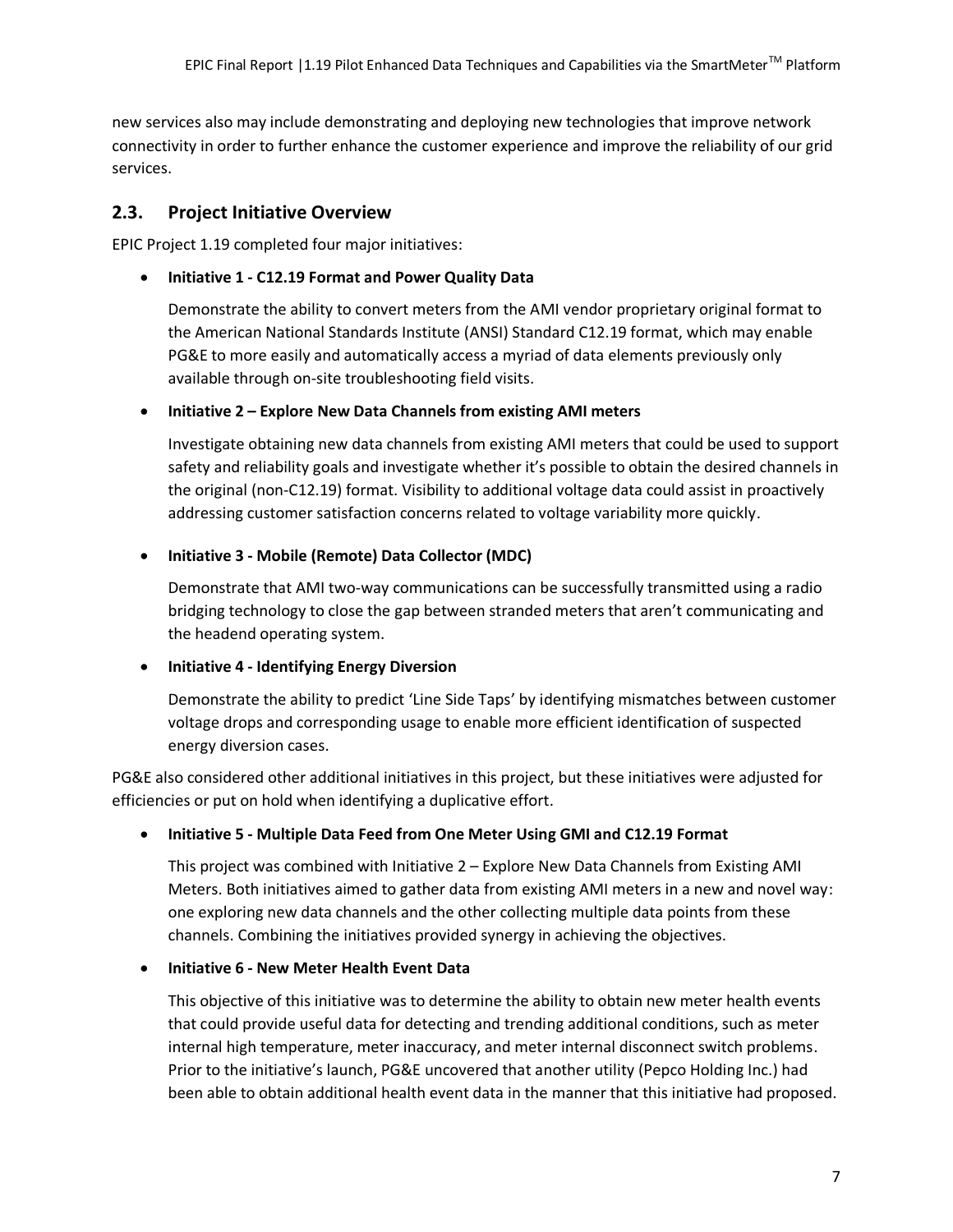new services also may include demonstrating and deploying new technologies that improve network connectivity in order to further enhance the customer experience and improve the reliability of our grid services.

## 2.3. Project Initiative Overview

EPIC Project 1.19 completed four major initiatives:

- **Initiative 1 - C12.19 Format and Power Quality Data**

  Demonstrate the ability to convert meters from the AMI vendor proprietary original format to the American National Standards Institute (ANSI) Standard C12.19 format, which may enable PG&E to more easily and automatically access a myriad of data elements previously only available through on-site troubleshooting field visits.

- **Initiative 2 – Explore New Data Channels from existing AMI meters**

  Investigate obtaining new data channels from existing AMI meters that could be used to support safety and reliability goals and investigate whether it's possible to obtain the desired channels in the original (non-C12.19) format. Visibility to additional voltage data could assist in proactively addressing customer satisfaction concerns related to voltage variability more quickly.

- **Initiative 3 - Mobile (Remote) Data Collector (MDC)**

  Demonstrate that AMI two-way communications can be successfully transmitted using a radio bridging technology to close the gap between stranded meters that aren't communicating and the headend operating system.

- **Initiative 4 - Identifying Energy Diversion**

  Demonstrate the ability to predict 'Line Side Taps' by identifying mismatches between customer voltage drops and corresponding usage to enable more efficient identification of suspected energy diversion cases.

PG&E also considered other additional initiatives in this project, but these initiatives were adjusted for efficiencies or put on hold when identifying a duplicative effort.

- **Initiative 5 - Multiple Data Feed from One Meter Using GMI and C12.19 Format**

  This project was combined with Initiative 2 – Explore New Data Channels from Existing AMI Meters. Both initiatives aimed to gather data from existing AMI meters in a new and novel way: one exploring new data channels and the other collecting multiple data points from these channels. Combining the initiatives provided synergy in achieving the objectives.

- **Initiative 6 - New Meter Health Event Data**

  This objective of this initiative was to determine the ability to obtain new meter health events that could provide useful data for detecting and trending additional conditions, such as meter internal high temperature, meter inaccuracy, and meter internal disconnect switch problems. Prior to the initiative's launch, PG&E uncovered that another utility (Pepco Holding Inc.) had been able to obtain additional health event data in the manner that this initiative had proposed.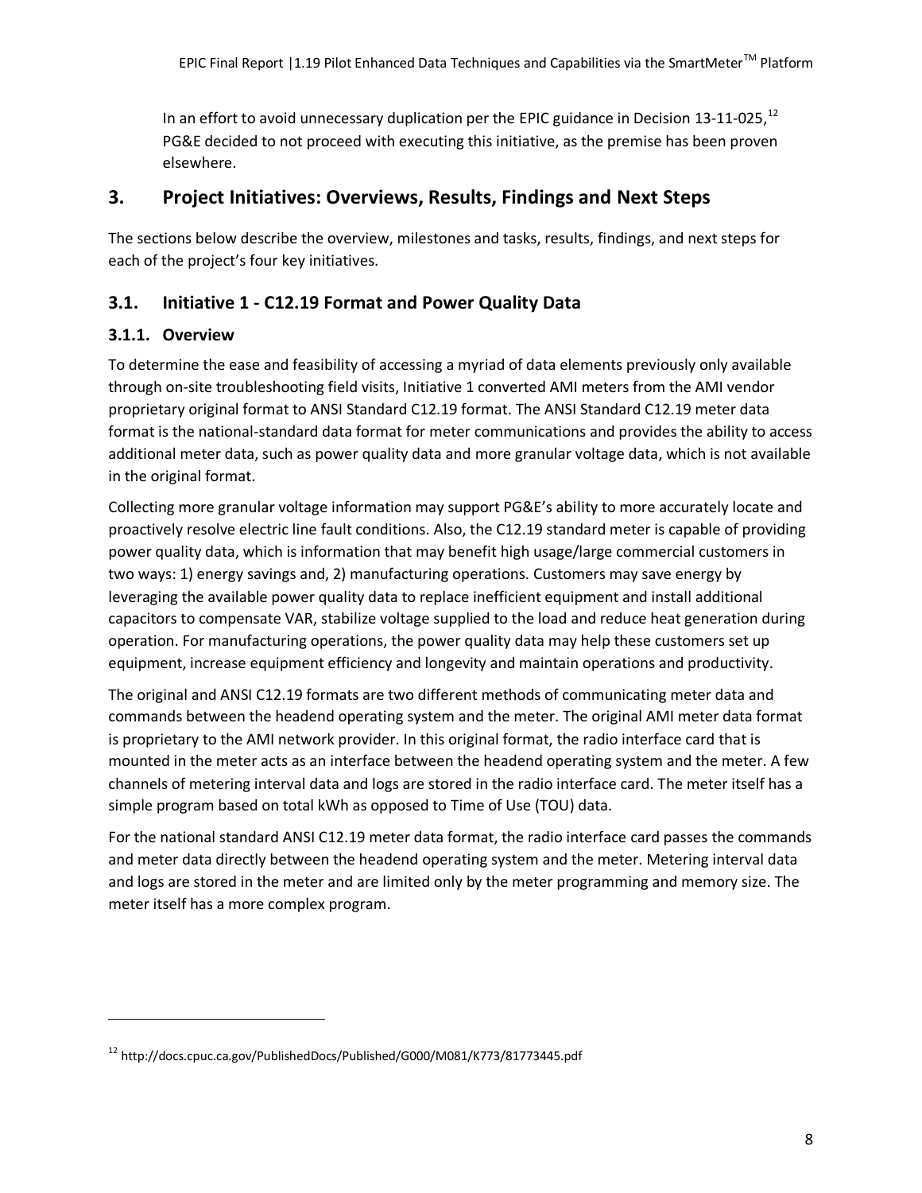In an effort to avoid unnecessary duplication per the EPIC guidance in Decision 13-11-025,[12] PG&E decided to not proceed with executing this initiative, as the premise has been proven elsewhere.

## 3. Project Initiatives: Overviews, Results, Findings and Next Steps

The sections below describe the overview, milestones and tasks, results, findings, and next steps for each of the project's four key initiatives.

### 3.1. Initiative 1 - C12.19 Format and Power Quality Data

#### 3.1.1. Overview

To determine the ease and feasibility of accessing a myriad of data elements previously only available through on-site troubleshooting field visits, Initiative 1 converted AMI meters from the AMI vendor proprietary original format to ANSI Standard C12.19 format. The ANSI Standard C12.19 meter data format is the national-standard data format for meter communications and provides the ability to access additional meter data, such as power quality data and more granular voltage data, which is not available in the original format.

Collecting more granular voltage information may support PG&E's ability to more accurately locate and proactively resolve electric line fault conditions. Also, the C12.19 standard meter is capable of providing power quality data, which is information that may benefit high usage/large commercial customers in two ways: 1) energy savings and, 2) manufacturing operations. Customers may save energy by leveraging the available power quality data to replace inefficient equipment and install additional capacitors to compensate VAR, stabilize voltage supplied to the load and reduce heat generation during operation. For manufacturing operations, the power quality data may help these customers set up equipment, increase equipment efficiency and longevity and maintain operations and productivity.

The original and ANSI C12.19 formats are two different methods of communicating meter data and commands between the headend operating system and the meter. The original AMI meter data format is proprietary to the AMI network provider. In this original format, the radio interface card that is mounted in the meter acts as an interface between the headend operating system and the meter. A few channels of metering interval data and logs are stored in the radio interface card. The meter itself has a simple program based on total kWh as opposed to Time of Use (TOU) data.

For the national standard ANSI C12.19 meter data format, the radio interface card passes the commands and meter data directly between the headend operating system and the meter. Metering interval data and logs are stored in the meter and are limited only by the meter programming and memory size. The meter itself has a more complex program.

[12] http://docs.cpuc.ca.gov/PublishedDocs/Published/G000/M081/K773/81773445.pdf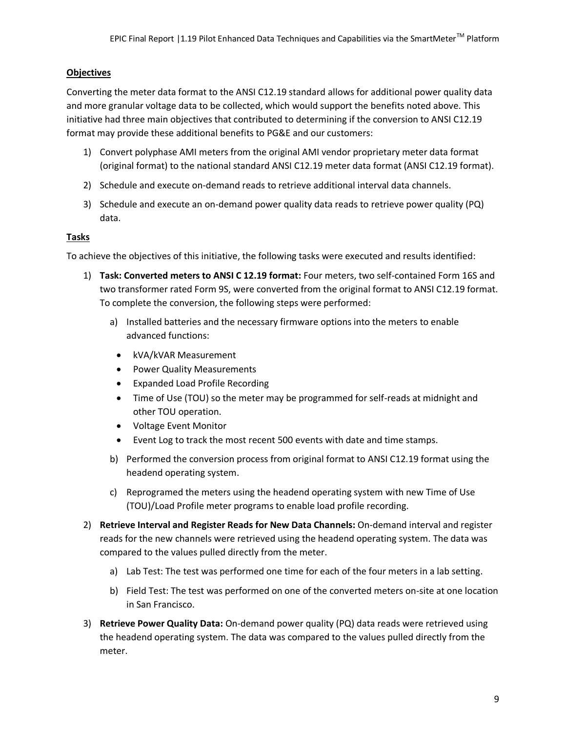**Objectives**

Converting the meter data format to the ANSI C12.19 standard allows for additional power quality data and more granular voltage data to be collected, which would support the benefits noted above. This initiative had three main objectives that contributed to determining if the conversion to ANSI C12.19 format may provide these additional benefits to PG&E and our customers:

1) Convert polyphase AMI meters from the original AMI vendor proprietary meter data format (original format) to the national standard ANSI C12.19 meter data format (ANSI C12.19 format).
2) Schedule and execute on-demand reads to retrieve additional interval data channels.
3) Schedule and execute an on-demand power quality data reads to retrieve power quality (PQ) data.

**Tasks**

To achieve the objectives of this initiative, the following tasks were executed and results identified:

1) **Task: Converted meters to ANSI C 12.19 format:** Four meters, two self-contained Form 16S and two transformer rated Form 9S, were converted from the original format to ANSI C12.19 format. To complete the conversion, the following steps were performed:
   a) Installed batteries and the necessary firmware options into the meters to enable advanced functions:
      - kVA/kVAR Measurement
      - Power Quality Measurements
      - Expanded Load Profile Recording
      - Time of Use (TOU) so the meter may be programmed for self-reads at midnight and other TOU operation.
      - Voltage Event Monitor
      - Event Log to track the most recent 500 events with date and time stamps.
   b) Performed the conversion process from original format to ANSI C12.19 format using the headend operating system.
   c) Reprogramed the meters using the headend operating system with new Time of Use (TOU)/Load Profile meter programs to enable load profile recording.
2) **Retrieve Interval and Register Reads for New Data Channels:** On-demand interval and register reads for the new channels were retrieved using the headend operating system. The data was compared to the values pulled directly from the meter.
   a) Lab Test: The test was performed one time for each of the four meters in a lab setting.
   b) Field Test: The test was performed on one of the converted meters on-site at one location in San Francisco.
3) **Retrieve Power Quality Data:** On-demand power quality (PQ) data reads were retrieved using the headend operating system. The data was compared to the values pulled directly from the meter.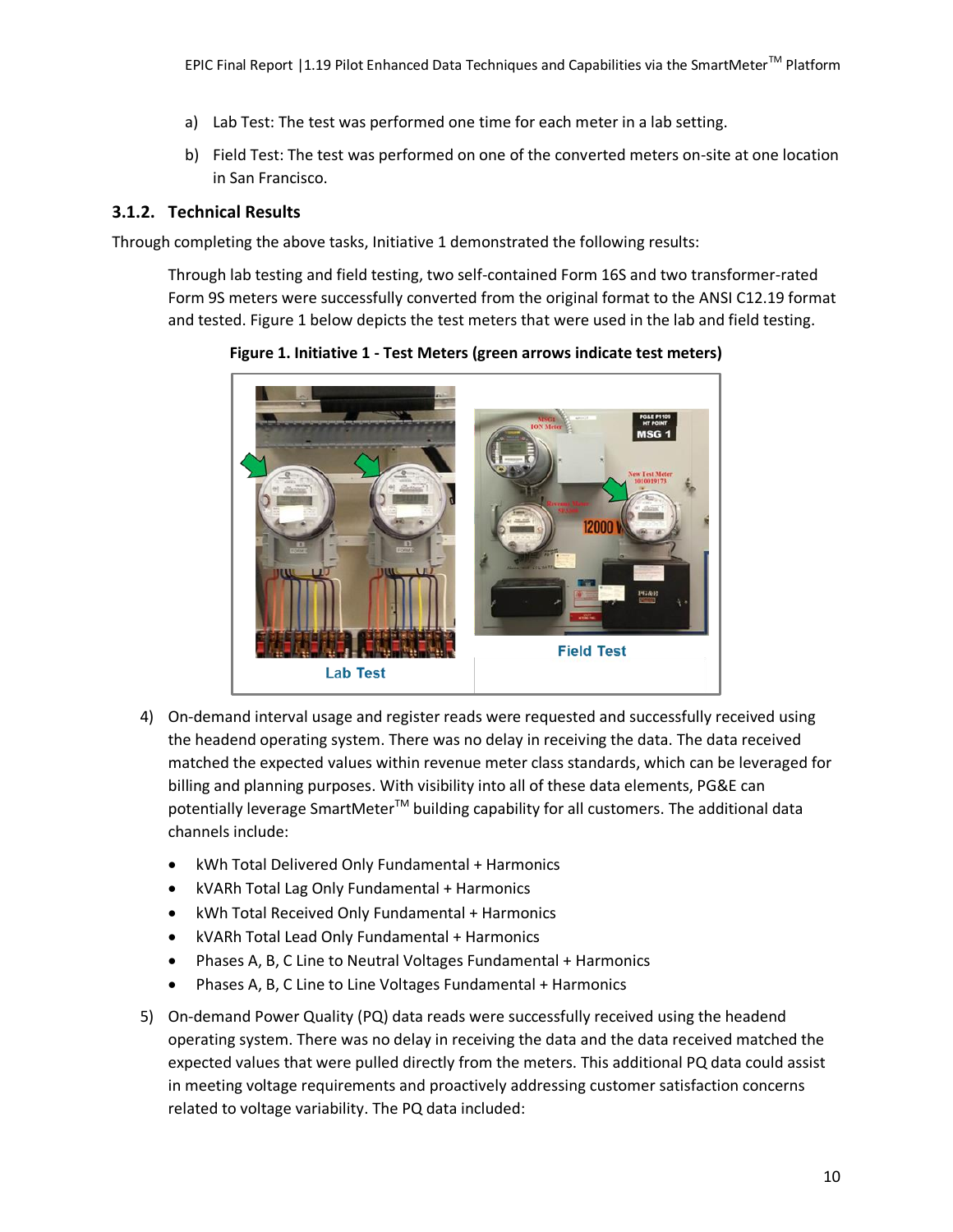a) Lab Test: The test was performed one time for each meter in a lab setting.

b) Field Test: The test was performed on one of the converted meters on-site at one location in San Francisco.

### 3.1.2. Technical Results

Through completing the above tasks, Initiative 1 demonstrated the following results:

Through lab testing and field testing, two self-contained Form 16S and two transformer-rated Form 9S meters were successfully converted from the original format to the ANSI C12.19 format and tested. Figure 1 below depicts the test meters that were used in the lab and field testing.

**Figure 1. Initiative 1 - Test Meters (green arrows indicate test meters)**

4) On-demand interval usage and register reads were requested and successfully received using the headend operating system. There was no delay in receiving the data. The data received matched the expected values within revenue meter class standards, which can be leveraged for billing and planning purposes. With visibility into all of these data elements, PG&E can potentially leverage SmartMeter™ building capability for all customers. The additional data channels include:

- kWh Total Delivered Only Fundamental + Harmonics
- kVARh Total Lag Only Fundamental + Harmonics
- kWh Total Received Only Fundamental + Harmonics
- kVARh Total Lead Only Fundamental + Harmonics
- Phases A, B, C Line to Neutral Voltages Fundamental + Harmonics
- Phases A, B, C Line to Line Voltages Fundamental + Harmonics

5) On-demand Power Quality (PQ) data reads were successfully received using the headend operating system. There was no delay in receiving the data and the data received matched the expected values that were pulled directly from the meters. This additional PQ data could assist in meeting voltage requirements and proactively addressing customer satisfaction concerns related to voltage variability. The PQ data included: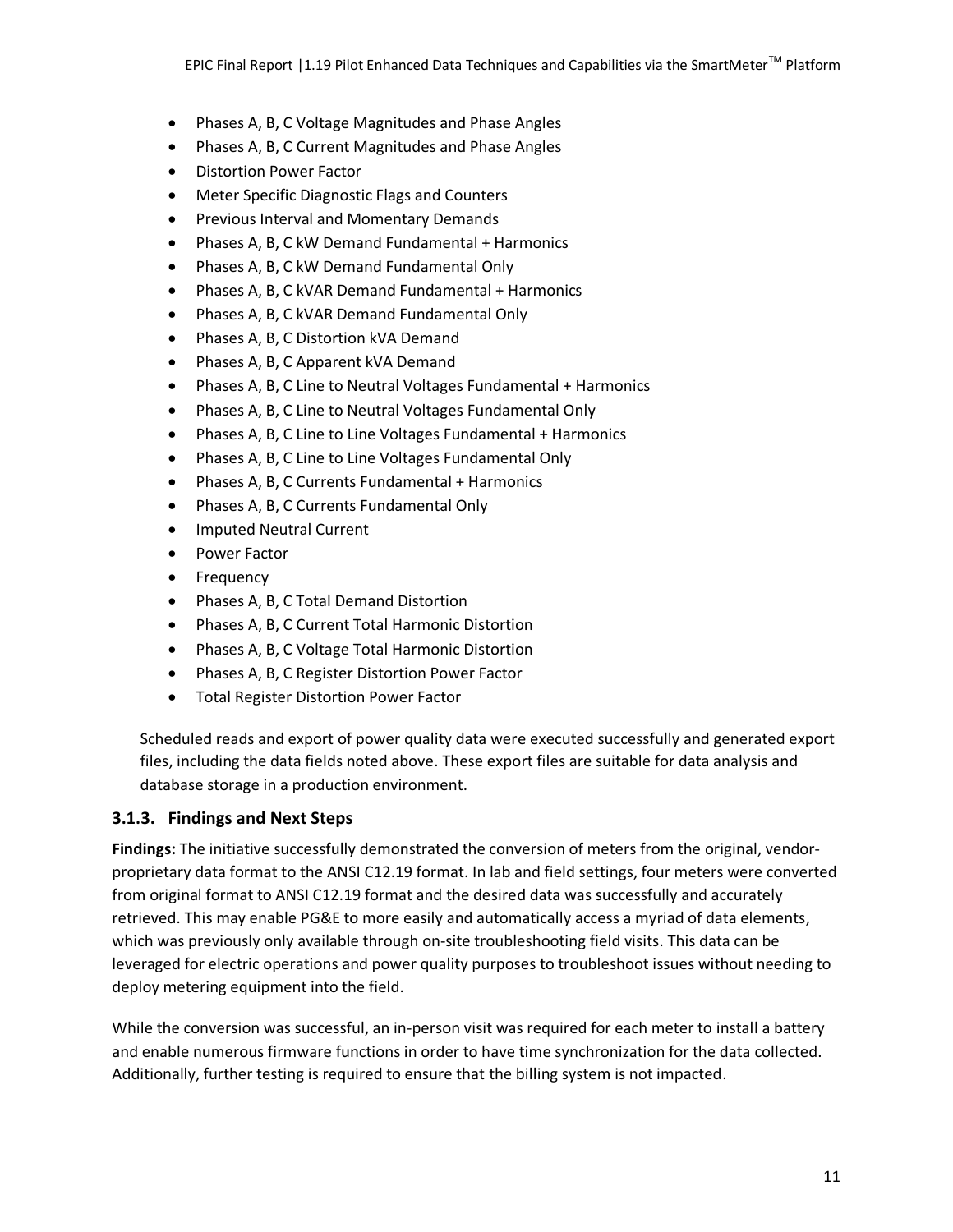- Phases A, B, C Voltage Magnitudes and Phase Angles
- Phases A, B, C Current Magnitudes and Phase Angles
- Distortion Power Factor
- Meter Specific Diagnostic Flags and Counters
- Previous Interval and Momentary Demands
- Phases A, B, C kW Demand Fundamental + Harmonics
- Phases A, B, C kW Demand Fundamental Only
- Phases A, B, C kVAR Demand Fundamental + Harmonics
- Phases A, B, C kVAR Demand Fundamental Only
- Phases A, B, C Distortion kVA Demand
- Phases A, B, C Apparent kVA Demand
- Phases A, B, C Line to Neutral Voltages Fundamental + Harmonics
- Phases A, B, C Line to Neutral Voltages Fundamental Only
- Phases A, B, C Line to Line Voltages Fundamental + Harmonics
- Phases A, B, C Line to Line Voltages Fundamental Only
- Phases A, B, C Currents Fundamental + Harmonics
- Phases A, B, C Currents Fundamental Only
- Imputed Neutral Current
- Power Factor
- Frequency
- Phases A, B, C Total Demand Distortion
- Phases A, B, C Current Total Harmonic Distortion
- Phases A, B, C Voltage Total Harmonic Distortion
- Phases A, B, C Register Distortion Power Factor
- Total Register Distortion Power Factor

Scheduled reads and export of power quality data were executed successfully and generated export files, including the data fields noted above. These export files are suitable for data analysis and database storage in a production environment.

### 3.1.3. Findings and Next Steps

**Findings:** The initiative successfully demonstrated the conversion of meters from the original, vendor-proprietary data format to the ANSI C12.19 format. In lab and field settings, four meters were converted from original format to ANSI C12.19 format and the desired data was successfully and accurately retrieved. This may enable PG&E to more easily and automatically access a myriad of data elements, which was previously only available through on-site troubleshooting field visits. This data can be leveraged for electric operations and power quality purposes to troubleshoot issues without needing to deploy metering equipment into the field.

While the conversion was successful, an in-person visit was required for each meter to install a battery and enable numerous firmware functions in order to have time synchronization for the data collected. Additionally, further testing is required to ensure that the billing system is not impacted.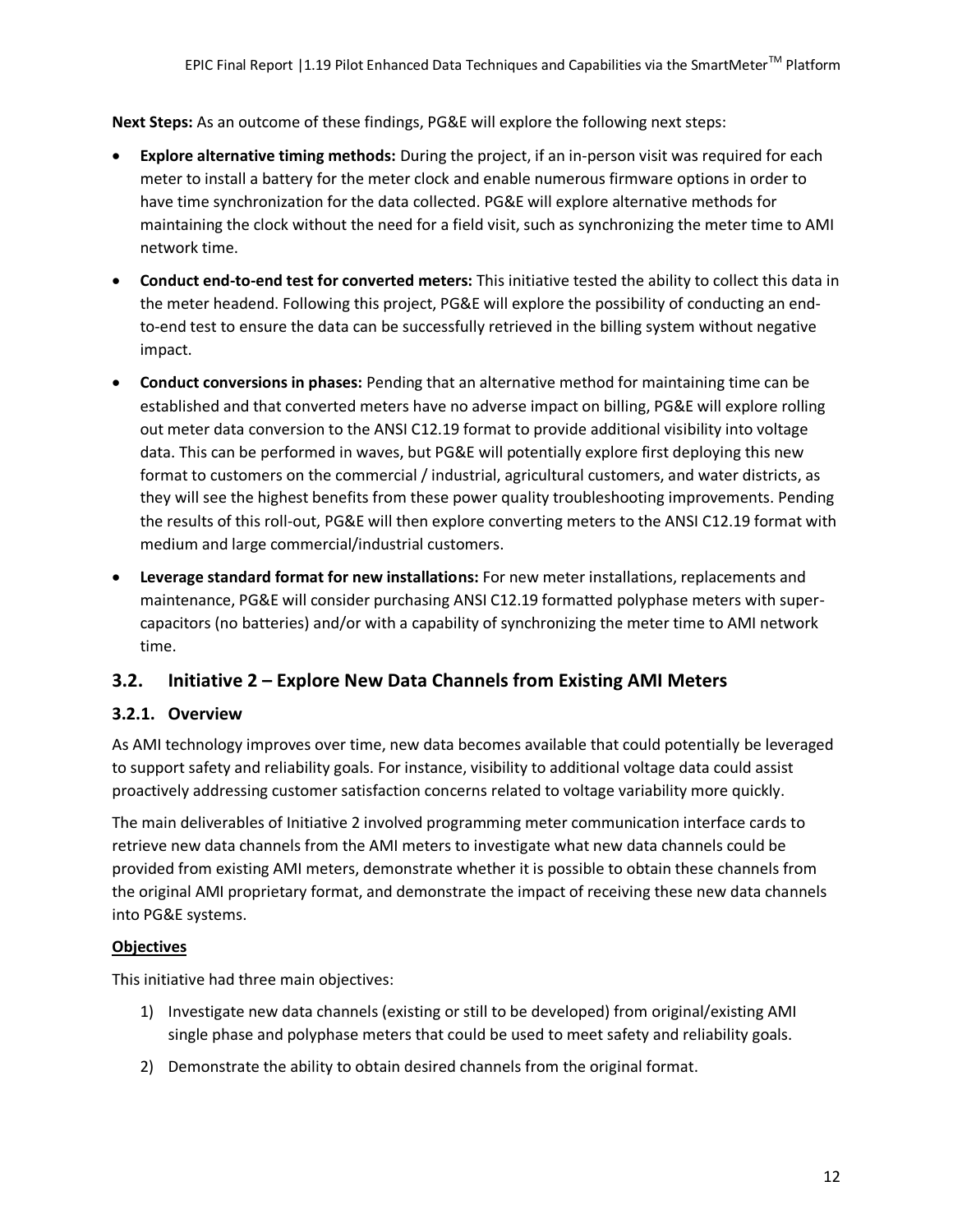**Next Steps:** As an outcome of these findings, PG&E will explore the following next steps:

- **Explore alternative timing methods:** During the project, if an in-person visit was required for each meter to install a battery for the meter clock and enable numerous firmware options in order to have time synchronization for the data collected. PG&E will explore alternative methods for maintaining the clock without the need for a field visit, such as synchronizing the meter time to AMI network time.
- **Conduct end-to-end test for converted meters:** This initiative tested the ability to collect this data in the meter headend. Following this project, PG&E will explore the possibility of conducting an end-to-end test to ensure the data can be successfully retrieved in the billing system without negative impact.
- **Conduct conversions in phases:** Pending that an alternative method for maintaining time can be established and that converted meters have no adverse impact on billing, PG&E will explore rolling out meter data conversion to the ANSI C12.19 format to provide additional visibility into voltage data. This can be performed in waves, but PG&E will potentially explore first deploying this new format to customers on the commercial / industrial, agricultural customers, and water districts, as they will see the highest benefits from these power quality troubleshooting improvements. Pending the results of this roll-out, PG&E will then explore converting meters to the ANSI C12.19 format with medium and large commercial/industrial customers.
- **Leverage standard format for new installations:** For new meter installations, replacements and maintenance, PG&E will consider purchasing ANSI C12.19 formatted polyphase meters with super-capacitors (no batteries) and/or with a capability of synchronizing the meter time to AMI network time.

## 3.2. Initiative 2 – Explore New Data Channels from Existing AMI Meters

### 3.2.1. Overview

As AMI technology improves over time, new data becomes available that could potentially be leveraged to support safety and reliability goals. For instance, visibility to additional voltage data could assist proactively addressing customer satisfaction concerns related to voltage variability more quickly.

The main deliverables of Initiative 2 involved programming meter communication interface cards to retrieve new data channels from the AMI meters to investigate what new data channels could be provided from existing AMI meters, demonstrate whether it is possible to obtain these channels from the original AMI proprietary format, and demonstrate the impact of receiving these new data channels into PG&E systems.

**Objectives**

This initiative had three main objectives:

1) Investigate new data channels (existing or still to be developed) from original/existing AMI single phase and polyphase meters that could be used to meet safety and reliability goals.
2) Demonstrate the ability to obtain desired channels from the original format.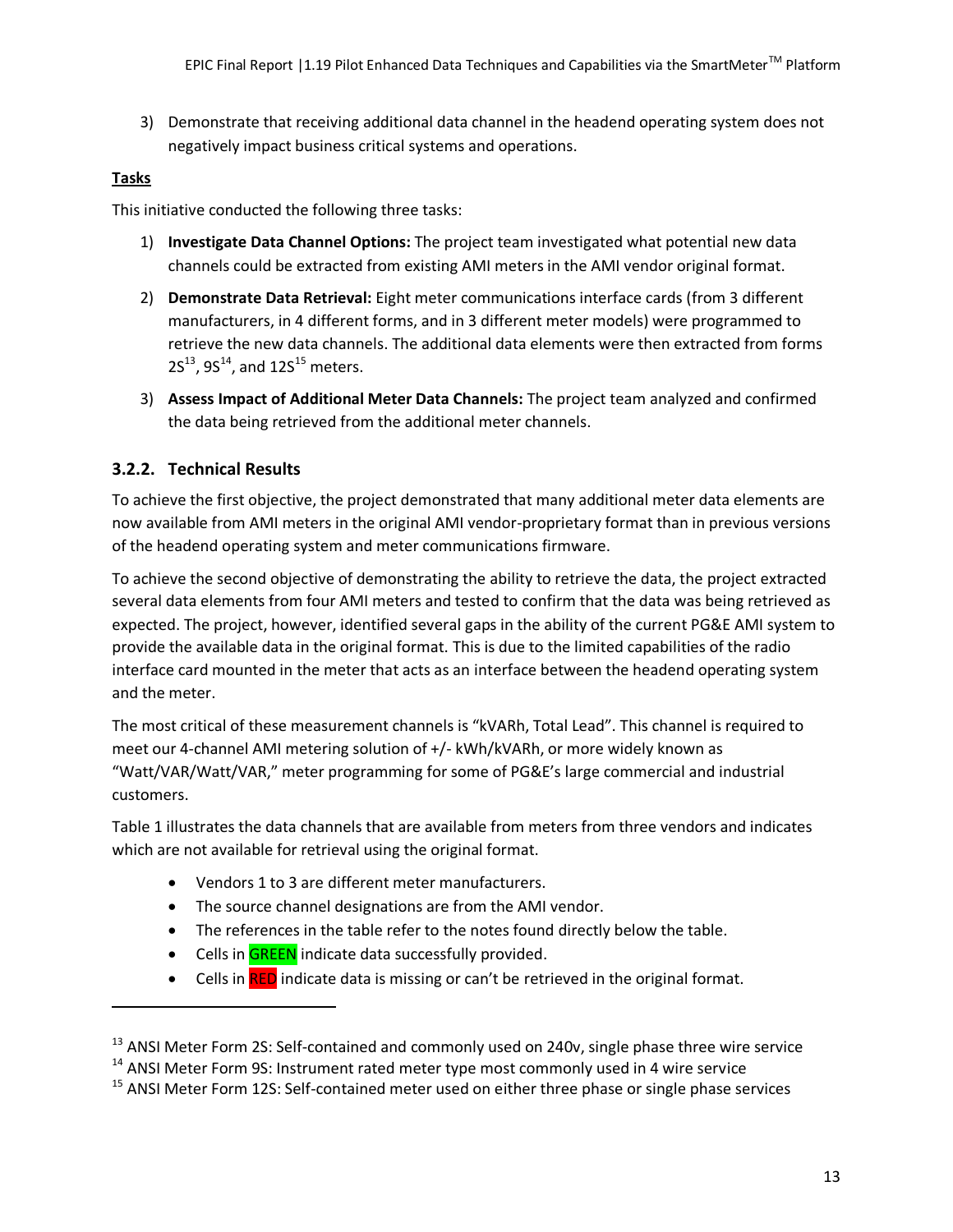3) Demonstrate that receiving additional data channel in the headend operating system does not negatively impact business critical systems and operations.

**Tasks**

This initiative conducted the following three tasks:

1) **Investigate Data Channel Options:** The project team investigated what potential new data channels could be extracted from existing AMI meters in the AMI vendor original format.
2) **Demonstrate Data Retrieval:** Eight meter communications interface cards (from 3 different manufacturers, in 4 different forms, and in 3 different meter models) were programmed to retrieve the new data channels. The additional data elements were then extracted from forms 2S[13], 9S[14], and 12S[15] meters.
3) **Assess Impact of Additional Meter Data Channels:** The project team analyzed and confirmed the data being retrieved from the additional meter channels.

### 3.2.2. Technical Results

To achieve the first objective, the project demonstrated that many additional meter data elements are now available from AMI meters in the original AMI vendor-proprietary format than in previous versions of the headend operating system and meter communications firmware.

To achieve the second objective of demonstrating the ability to retrieve the data, the project extracted several data elements from four AMI meters and tested to confirm that the data was being retrieved as expected. The project, however, identified several gaps in the ability of the current PG&E AMI system to provide the available data in the original format. This is due to the limited capabilities of the radio interface card mounted in the meter that acts as an interface between the headend operating system and the meter.

The most critical of these measurement channels is "kVARh, Total Lead". This channel is required to meet our 4-channel AMI metering solution of +/- kWh/kVARh, or more widely known as "Watt/VAR/Watt/VAR," meter programming for some of PG&E's large commercial and industrial customers.

Table 1 illustrates the data channels that are available from meters from three vendors and indicates which are not available for retrieval using the original format.

- Vendors 1 to 3 are different meter manufacturers.
- The source channel designations are from the AMI vendor.
- The references in the table refer to the notes found directly below the table.
- Cells in GREEN indicate data successfully provided.
- Cells in RED indicate data is missing or can't be retrieved in the original format.

---

[13] ANSI Meter Form 2S: Self-contained and commonly used on 240v, single phase three wire service

[14] ANSI Meter Form 9S: Instrument rated meter type most commonly used in 4 wire service

[15] ANSI Meter Form 12S: Self-contained meter used on either three phase or single phase services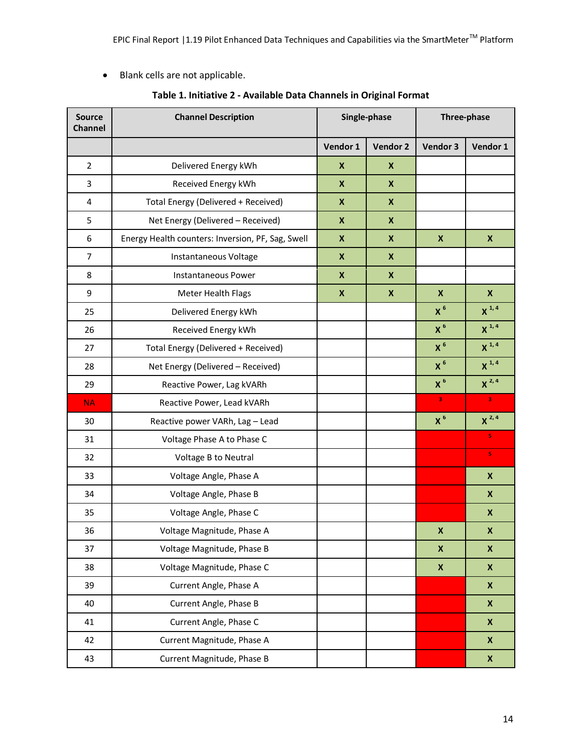- Blank cells are not applicable.

**Table 1. Initiative 2 - Available Data Channels in Original Format**

| Source Channel | Channel Description | Single-phase | | Three-phase | |
|---|---|---|---|---|---|
| | | Vendor 1 | Vendor 2 | Vendor 3 | Vendor 1 |
| 2 | Delivered Energy kWh | X | X | | |
| 3 | Received Energy kWh | X | X | | |
| 4 | Total Energy (Delivered + Received) | X | X | | |
| 5 | Net Energy (Delivered – Received) | X | X | | |
| 6 | Energy Health counters: Inversion, PF, Sag, Swell | X | X | X | X |
| 7 | Instantaneous Voltage | X | X | | |
| 8 | Instantaneous Power | X | X | | |
| 9 | Meter Health Flags | X | X | X | X |
| 25 | Delivered Energy kWh | | | X [6] | X [1, 4] |
| 26 | Received Energy kWh | | | X [6] | X [1, 4] |
| 27 | Total Energy (Delivered + Received) | | | X [6] | X [1, 4] |
| 28 | Net Energy (Delivered – Received) | | | X [6] | X [1, 4] |
| 29 | Reactive Power, Lag kVARh | | | X [6] | X [2, 4] |
| NA | Reactive Power, Lead kVARh | | | [3] | [3] |
| 30 | Reactive power VARh, Lag – Lead | | | X [6] | X [2, 4] |
| 31 | Voltage Phase A to Phase C | | | | [5] |
| 32 | Voltage B to Neutral | | | | [5] |
| 33 | Voltage Angle, Phase A | | | | X |
| 34 | Voltage Angle, Phase B | | | | X |
| 35 | Voltage Angle, Phase C | | | | X |
| 36 | Voltage Magnitude, Phase A | | | X | X |
| 37 | Voltage Magnitude, Phase B | | | X | X |
| 38 | Voltage Magnitude, Phase C | | | X | X |
| 39 | Current Angle, Phase A | | | | X |
| 40 | Current Angle, Phase B | | | | X |
| 41 | Current Angle, Phase C | | | | X |
| 42 | Current Magnitude, Phase A | | | | X |
| 43 | Current Magnitude, Phase B | | | | X |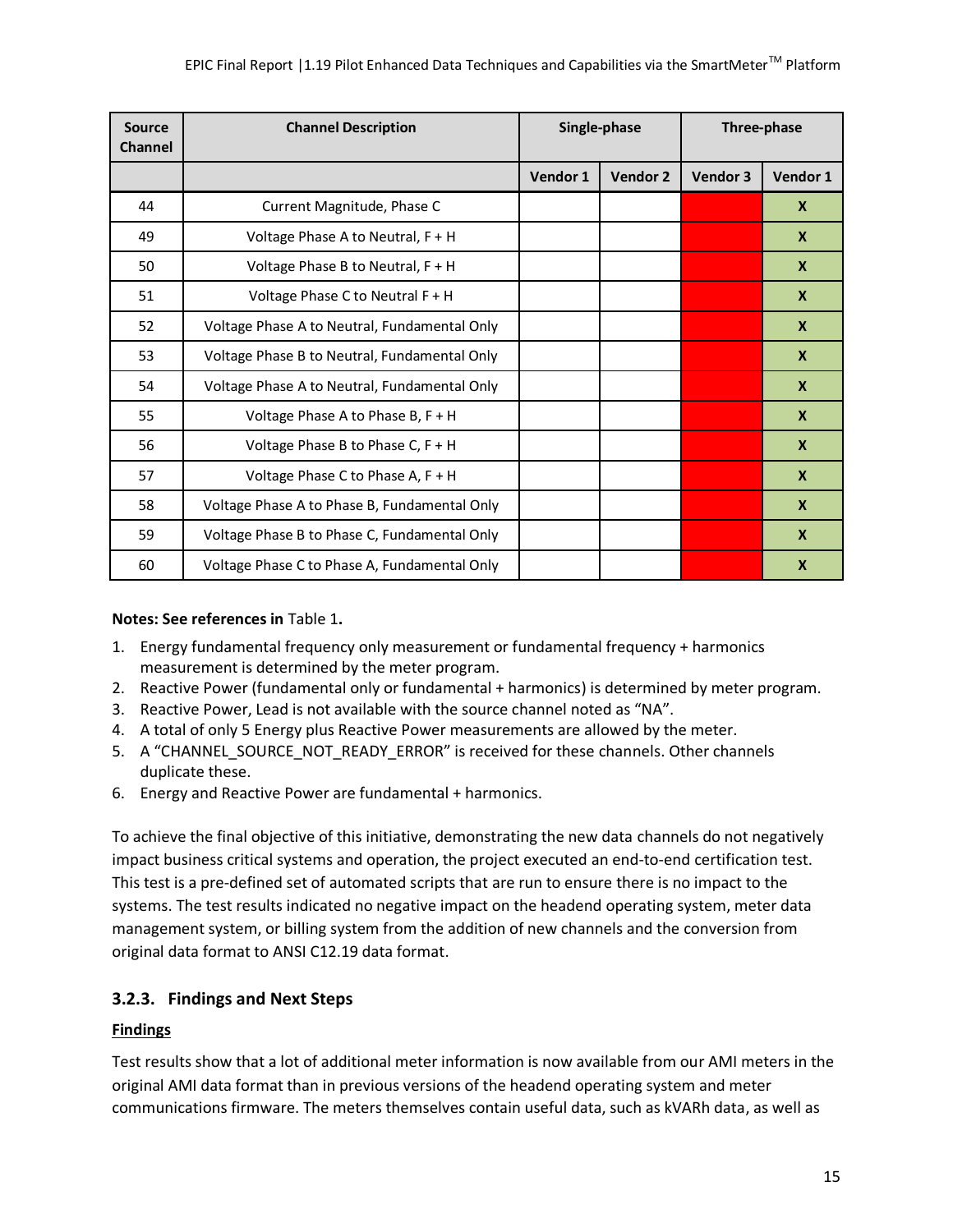| Source Channel | Channel Description | Single-phase | | Three-phase | |
|---|---|---|---|---|---|
| | | Vendor 1 | Vendor 2 | Vendor 3 | Vendor 1 |
| 44 | Current Magnitude, Phase C | | | | X |
| 49 | Voltage Phase A to Neutral, F + H | | | | X |
| 50 | Voltage Phase B to Neutral, F + H | | | | X |
| 51 | Voltage Phase C to Neutral F + H | | | | X |
| 52 | Voltage Phase A to Neutral, Fundamental Only | | | | X |
| 53 | Voltage Phase B to Neutral, Fundamental Only | | | | X |
| 54 | Voltage Phase A to Neutral, Fundamental Only | | | | X |
| 55 | Voltage Phase A to Phase B, F + H | | | | X |
| 56 | Voltage Phase B to Phase C, F + H | | | | X |
| 57 | Voltage Phase C to Phase A, F + H | | | | X |
| 58 | Voltage Phase A to Phase B, Fundamental Only | | | | X |
| 59 | Voltage Phase B to Phase C, Fundamental Only | | | | X |
| 60 | Voltage Phase C to Phase A, Fundamental Only | | | | X |

**Notes: See references in** Table 1**.**

1. Energy fundamental frequency only measurement or fundamental frequency + harmonics measurement is determined by the meter program.
2. Reactive Power (fundamental only or fundamental + harmonics) is determined by meter program.
3. Reactive Power, Lead is not available with the source channel noted as "NA".
4. A total of only 5 Energy plus Reactive Power measurements are allowed by the meter.
5. A "CHANNEL_SOURCE_NOT_READY_ERROR" is received for these channels. Other channels duplicate these.
6. Energy and Reactive Power are fundamental + harmonics.

To achieve the final objective of this initiative, demonstrating the new data channels do not negatively impact business critical systems and operation, the project executed an end-to-end certification test. This test is a pre-defined set of automated scripts that are run to ensure there is no impact to the systems. The test results indicated no negative impact on the headend operating system, meter data management system, or billing system from the addition of new channels and the conversion from original data format to ANSI C12.19 data format.

### 3.2.3. Findings and Next Steps

**Findings**

Test results show that a lot of additional meter information is now available from our AMI meters in the original AMI data format than in previous versions of the headend operating system and meter communications firmware. The meters themselves contain useful data, such as kVARh data, as well as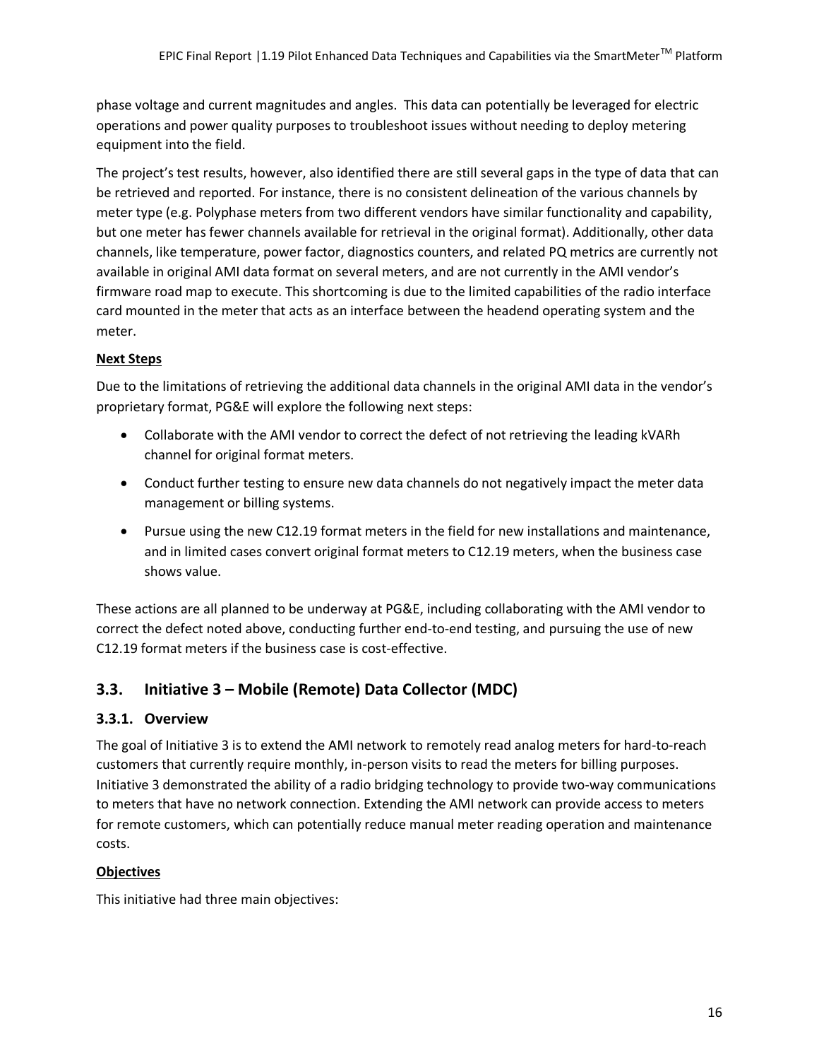phase voltage and current magnitudes and angles. This data can potentially be leveraged for electric operations and power quality purposes to troubleshoot issues without needing to deploy metering equipment into the field.

The project's test results, however, also identified there are still several gaps in the type of data that can be retrieved and reported. For instance, there is no consistent delineation of the various channels by meter type (e.g. Polyphase meters from two different vendors have similar functionality and capability, but one meter has fewer channels available for retrieval in the original format). Additionally, other data channels, like temperature, power factor, diagnostics counters, and related PQ metrics are currently not available in original AMI data format on several meters, and are not currently in the AMI vendor's firmware road map to execute. This shortcoming is due to the limited capabilities of the radio interface card mounted in the meter that acts as an interface between the headend operating system and the meter.

**Next Steps**

Due to the limitations of retrieving the additional data channels in the original AMI data in the vendor's proprietary format, PG&E will explore the following next steps:

- Collaborate with the AMI vendor to correct the defect of not retrieving the leading kVARh channel for original format meters.
- Conduct further testing to ensure new data channels do not negatively impact the meter data management or billing systems.
- Pursue using the new C12.19 format meters in the field for new installations and maintenance, and in limited cases convert original format meters to C12.19 meters, when the business case shows value.

These actions are all planned to be underway at PG&E, including collaborating with the AMI vendor to correct the defect noted above, conducting further end-to-end testing, and pursuing the use of new C12.19 format meters if the business case is cost-effective.

## 3.3. Initiative 3 – Mobile (Remote) Data Collector (MDC)

### 3.3.1. Overview

The goal of Initiative 3 is to extend the AMI network to remotely read analog meters for hard-to-reach customers that currently require monthly, in-person visits to read the meters for billing purposes. Initiative 3 demonstrated the ability of a radio bridging technology to provide two-way communications to meters that have no network connection. Extending the AMI network can provide access to meters for remote customers, which can potentially reduce manual meter reading operation and maintenance costs.

**Objectives**

This initiative had three main objectives: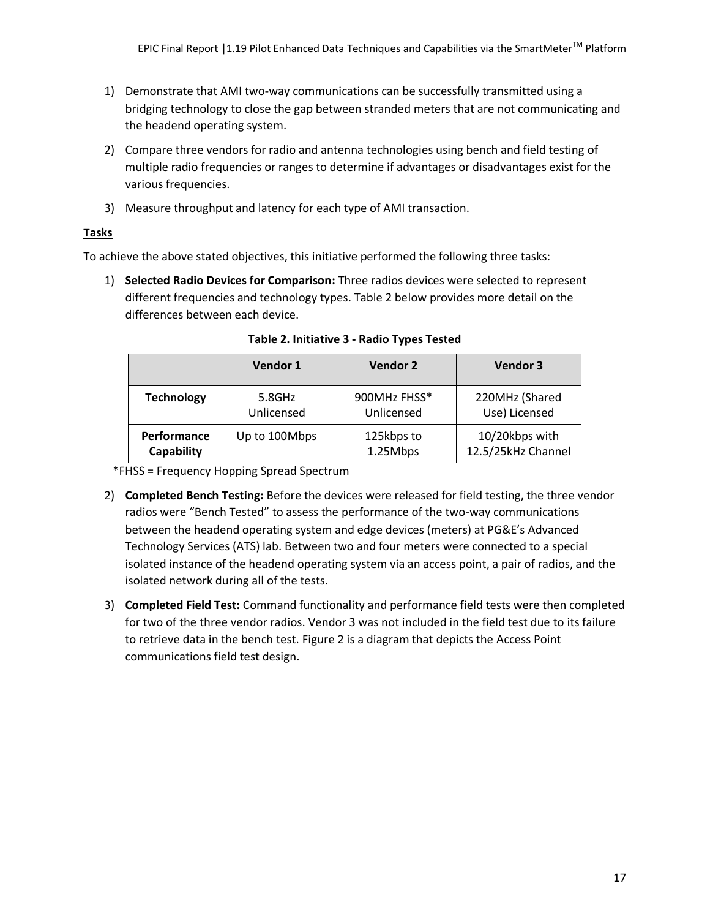1) Demonstrate that AMI two-way communications can be successfully transmitted using a bridging technology to close the gap between stranded meters that are not communicating and the headend operating system.

2) Compare three vendors for radio and antenna technologies using bench and field testing of multiple radio frequencies or ranges to determine if advantages or disadvantages exist for the various frequencies.

3) Measure throughput and latency for each type of AMI transaction.

**Tasks**

To achieve the above stated objectives, this initiative performed the following three tasks:

1) **Selected Radio Devices for Comparison:** Three radios devices were selected to represent different frequencies and technology types. Table 2 below provides more detail on the differences between each device.

**Table 2. Initiative 3 - Radio Types Tested**

| | Vendor 1 | Vendor 2 | Vendor 3 |
|---|---|---|---|
| **Technology** | 5.8GHz Unlicensed | 900MHz FHSS* Unlicensed | 220MHz (Shared Use) Licensed |
| **Performance Capability** | Up to 100Mbps | 125kbps to 1.25Mbps | 10/20kbps with 12.5/25kHz Channel |

*FHSS = Frequency Hopping Spread Spectrum

2) **Completed Bench Testing:** Before the devices were released for field testing, the three vendor radios were "Bench Tested" to assess the performance of the two-way communications between the headend operating system and edge devices (meters) at PG&E's Advanced Technology Services (ATS) lab. Between two and four meters were connected to a special isolated instance of the headend operating system via an access point, a pair of radios, and the isolated network during all of the tests.

3) **Completed Field Test:** Command functionality and performance field tests were then completed for two of the three vendor radios. Vendor 3 was not included in the field test due to its failure to retrieve data in the bench test. Figure 2 is a diagram that depicts the Access Point communications field test design.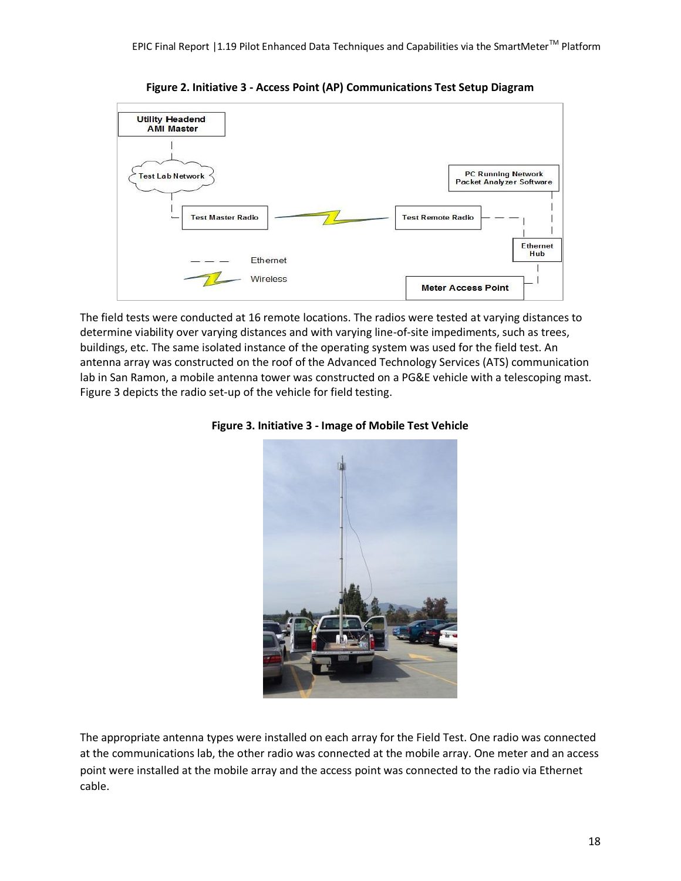**Figure 2. Initiative 3 - Access Point (AP) Communications Test Setup Diagram**

The field tests were conducted at 16 remote locations. The radios were tested at varying distances to determine viability over varying distances and with varying line-of-site impediments, such as trees, buildings, etc. The same isolated instance of the operating system was used for the field test. An antenna array was constructed on the roof of the Advanced Technology Services (ATS) communication lab in San Ramon, a mobile antenna tower was constructed on a PG&E vehicle with a telescoping mast. Figure 3 depicts the radio set-up of the vehicle for field testing.

**Figure 3. Initiative 3 - Image of Mobile Test Vehicle**

The appropriate antenna types were installed on each array for the Field Test. One radio was connected at the communications lab, the other radio was connected at the mobile array. One meter and an access point were installed at the mobile array and the access point was connected to the radio via Ethernet cable.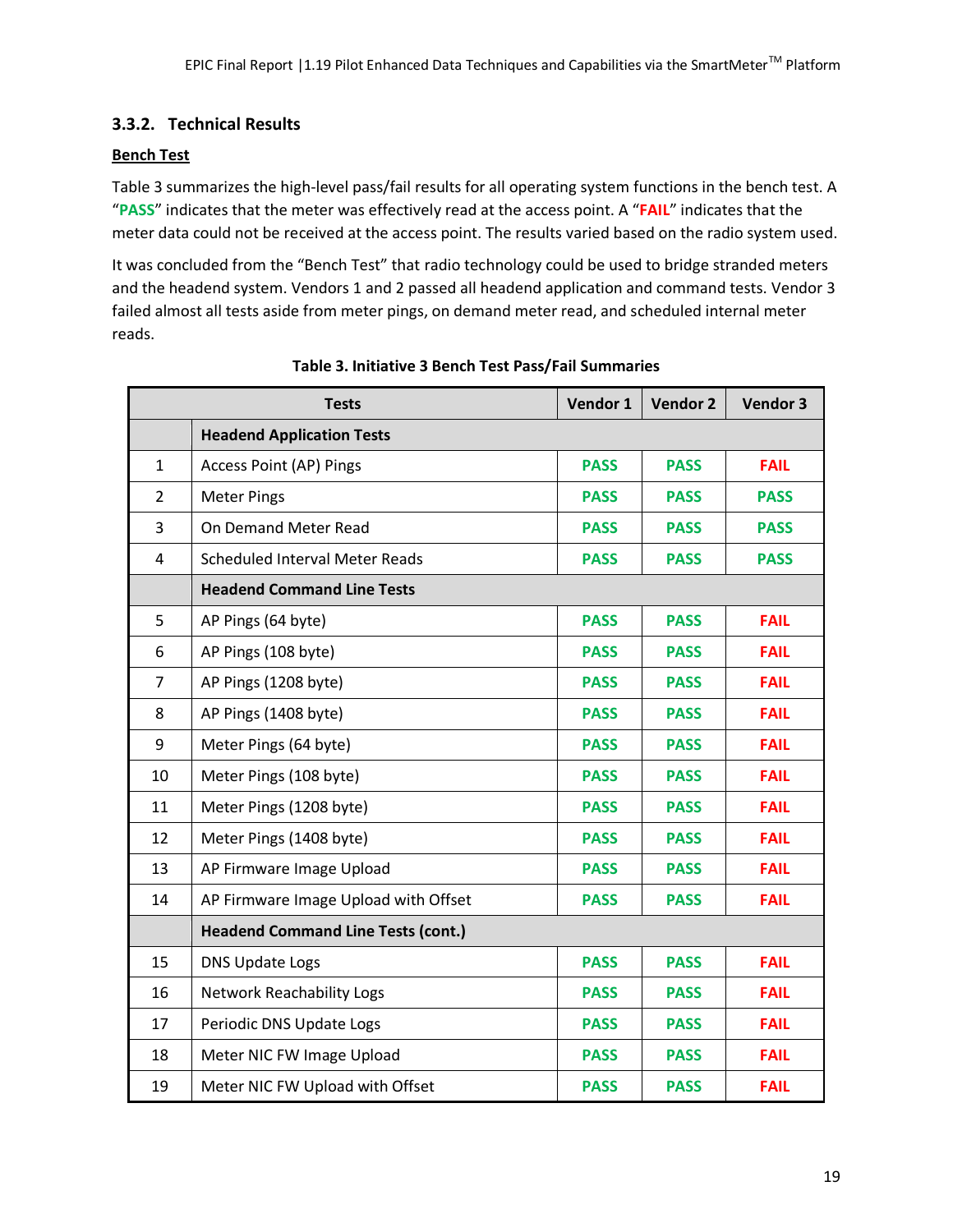### 3.3.2. Technical Results

**Bench Test**

Table 3 summarizes the high-level pass/fail results for all operating system functions in the bench test. A "**PASS**" indicates that the meter was effectively read at the access point. A "**FAIL**" indicates that the meter data could not be received at the access point. The results varied based on the radio system used.

It was concluded from the "Bench Test" that radio technology could be used to bridge stranded meters and the headend system. Vendors 1 and 2 passed all headend application and command tests. Vendor 3 failed almost all tests aside from meter pings, on demand meter read, and scheduled internal meter reads.

**Table 3. Initiative 3 Bench Test Pass/Fail Summaries**

| | Tests | Vendor 1 | Vendor 2 | Vendor 3 |
|---|---|---|---|---|
| | **Headend Application Tests** | | | |
| 1 | Access Point (AP) Pings | PASS | PASS | FAIL |
| 2 | Meter Pings | PASS | PASS | PASS |
| 3 | On Demand Meter Read | PASS | PASS | PASS |
| 4 | Scheduled Interval Meter Reads | PASS | PASS | PASS |
| | **Headend Command Line Tests** | | | |
| 5 | AP Pings (64 byte) | PASS | PASS | FAIL |
| 6 | AP Pings (108 byte) | PASS | PASS | FAIL |
| 7 | AP Pings (1208 byte) | PASS | PASS | FAIL |
| 8 | AP Pings (1408 byte) | PASS | PASS | FAIL |
| 9 | Meter Pings (64 byte) | PASS | PASS | FAIL |
| 10 | Meter Pings (108 byte) | PASS | PASS | FAIL |
| 11 | Meter Pings (1208 byte) | PASS | PASS | FAIL |
| 12 | Meter Pings (1408 byte) | PASS | PASS | FAIL |
| 13 | AP Firmware Image Upload | PASS | PASS | FAIL |
| 14 | AP Firmware Image Upload with Offset | PASS | PASS | FAIL |
| | **Headend Command Line Tests (cont.)** | | | |
| 15 | DNS Update Logs | PASS | PASS | FAIL |
| 16 | Network Reachability Logs | PASS | PASS | FAIL |
| 17 | Periodic DNS Update Logs | PASS | PASS | FAIL |
| 18 | Meter NIC FW Image Upload | PASS | PASS | FAIL |
| 19 | Meter NIC FW Upload with Offset | PASS | PASS | FAIL |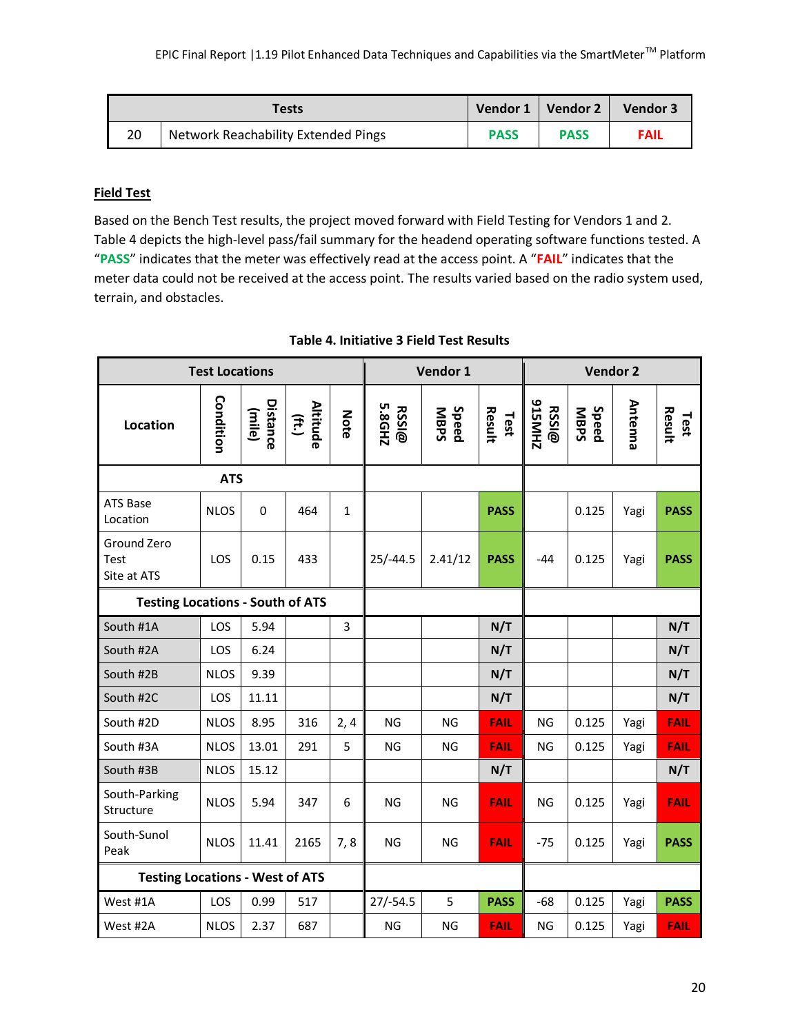| | Tests | Vendor 1 | Vendor 2 | Vendor 3 |
|---|---|---|---|---|
| 20 | Network Reachability Extended Pings | PASS | PASS | FAIL |

**Field Test**

Based on the Bench Test results, the project moved forward with Field Testing for Vendors 1 and 2. Table 4 depicts the high-level pass/fail summary for the headend operating software functions tested. A "PASS" indicates that the meter was effectively read at the access point. A "FAIL" indicates that the meter data could not be received at the access point. The results varied based on the radio system used, terrain, and obstacles.

**Table 4. Initiative 3 Field Test Results**

| Test Locations | | | | | Vendor 1 | | | Vendor 2 | | | |
|---|---|---|---|---|---|---|---|---|---|---|---|
| Location | Condition | Distance (mile) | Altitude (ft.) | Note | RSSI@ 5.8GHZ | Speed MBPS | Test Result | RSSI@ 915MHZ | Speed MBPS | Antenna | Test Result |
| **ATS** | | | | | | | | | | | |
| ATS Base Location | NLOS | 0 | 464 | 1 | | | PASS | | 0.125 | Yagi | PASS |
| Ground Zero Test Site at ATS | LOS | 0.15 | 433 | | 25/-44.5 | 2.41/12 | PASS | -44 | 0.125 | Yagi | PASS |
| **Testing Locations - South of ATS** | | | | | | | | | | | |
| South #1A | LOS | 5.94 | | 3 | | | N/T | | | | N/T |
| South #2A | LOS | 6.24 | | | | | N/T | | | | N/T |
| South #2B | NLOS | 9.39 | | | | | N/T | | | | N/T |
| South #2C | LOS | 11.11 | | | | | N/T | | | | N/T |
| South #2D | NLOS | 8.95 | 316 | 2, 4 | NG | NG | FAIL | NG | 0.125 | Yagi | FAIL |
| South #3A | NLOS | 13.01 | 291 | 5 | NG | NG | FAIL | NG | 0.125 | Yagi | FAIL |
| South #3B | NLOS | 15.12 | | | | | N/T | | | | N/T |
| South-Parking Structure | NLOS | 5.94 | 347 | 6 | NG | NG | FAIL | NG | 0.125 | Yagi | FAIL |
| South-Sunol Peak | NLOS | 11.41 | 2165 | 7, 8 | NG | NG | FAIL | -75 | 0.125 | Yagi | PASS |
| **Testing Locations - West of ATS** | | | | | | | | | | | |
| West #1A | LOS | 0.99 | 517 | | 27/-54.5 | 5 | PASS | -68 | 0.125 | Yagi | PASS |
| West #2A | NLOS | 2.37 | 687 | | NG | NG | FAIL | NG | 0.125 | Yagi | FAIL |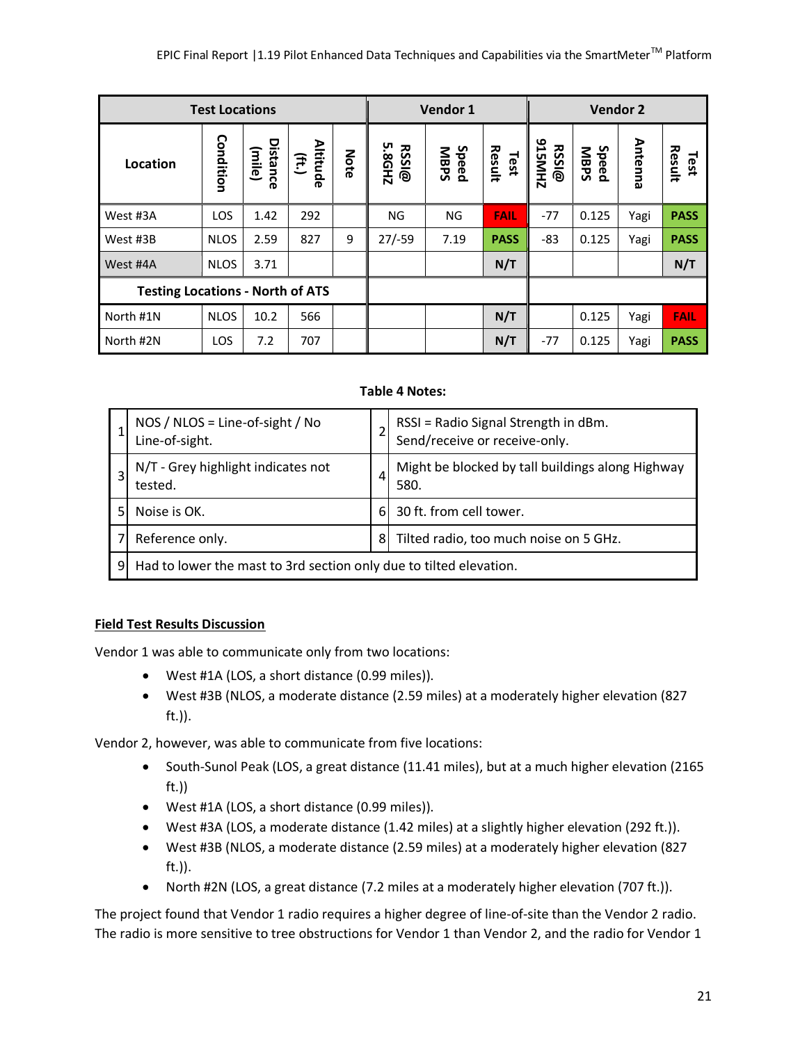| Test Locations | | | | | Vendor 1 | | | Vendor 2 | | | |
|---|---|---|---|---|---|---|---|---|---|---|---|
| Location | Condition | Distance (mile) | Altitude (ft.) | Note | RSSI@ 5.8GHZ | Speed MBPS | Test Result | RSSI@ 915MHZ | Speed MBPS | Antenna | Test Result |
| West #3A | LOS | 1.42 | 292 | | NG | NG | FAIL | -77 | 0.125 | Yagi | PASS |
| West #3B | NLOS | 2.59 | 827 | 9 | 27/-59 | 7.19 | PASS | -83 | 0.125 | Yagi | PASS |
| West #4A | NLOS | 3.71 | | | | | N/T | | | | N/T |
| Testing Locations - North of ATS | | | | | | | | | | | |
| North #1N | NLOS | 10.2 | 566 | | | | N/T | | 0.125 | Yagi | FAIL |
| North #2N | LOS | 7.2 | 707 | | | | N/T | -77 | 0.125 | Yagi | PASS |

**Table 4 Notes:**

| | | | |
|---|---|---|---|
| 1 | NOS / NLOS = Line-of-sight / No Line-of-sight. | 2 | RSSI = Radio Signal Strength in dBm. Send/receive or receive-only. |
| 3 | N/T - Grey highlight indicates not tested. | 4 | Might be blocked by tall buildings along Highway 580. |
| 5 | Noise is OK. | 6 | 30 ft. from cell tower. |
| 7 | Reference only. | 8 | Tilted radio, too much noise on 5 GHz. |
| 9 | Had to lower the mast to 3rd section only due to tilted elevation. | | |

**Field Test Results Discussion**

Vendor 1 was able to communicate only from two locations:

- West #1A (LOS, a short distance (0.99 miles)).
- West #3B (NLOS, a moderate distance (2.59 miles) at a moderately higher elevation (827 ft.)).

Vendor 2, however, was able to communicate from five locations:

- South-Sunol Peak (LOS, a great distance (11.41 miles), but at a much higher elevation (2165 ft.))
- West #1A (LOS, a short distance (0.99 miles)).
- West #3A (LOS, a moderate distance (1.42 miles) at a slightly higher elevation (292 ft.)).
- West #3B (NLOS, a moderate distance (2.59 miles) at a moderately higher elevation (827 ft.)).
- North #2N (LOS, a great distance (7.2 miles at a moderately higher elevation (707 ft.)).

The project found that Vendor 1 radio requires a higher degree of line-of-site than the Vendor 2 radio. The radio is more sensitive to tree obstructions for Vendor 1 than Vendor 2, and the radio for Vendor 1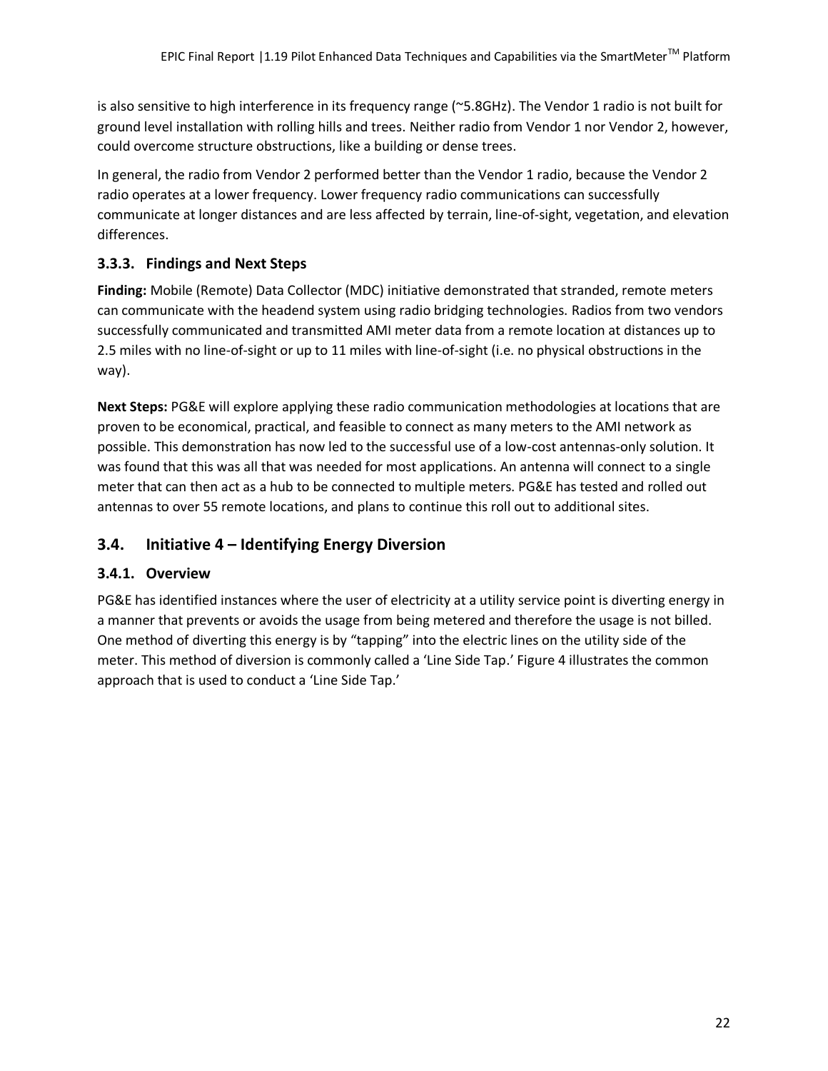is also sensitive to high interference in its frequency range (~5.8GHz). The Vendor 1 radio is not built for ground level installation with rolling hills and trees. Neither radio from Vendor 1 nor Vendor 2, however, could overcome structure obstructions, like a building or dense trees.

In general, the radio from Vendor 2 performed better than the Vendor 1 radio, because the Vendor 2 radio operates at a lower frequency. Lower frequency radio communications can successfully communicate at longer distances and are less affected by terrain, line-of-sight, vegetation, and elevation differences.

### 3.3.3. Findings and Next Steps

**Finding:** Mobile (Remote) Data Collector (MDC) initiative demonstrated that stranded, remote meters can communicate with the headend system using radio bridging technologies. Radios from two vendors successfully communicated and transmitted AMI meter data from a remote location at distances up to 2.5 miles with no line-of-sight or up to 11 miles with line-of-sight (i.e. no physical obstructions in the way).

**Next Steps:** PG&E will explore applying these radio communication methodologies at locations that are proven to be economical, practical, and feasible to connect as many meters to the AMI network as possible. This demonstration has now led to the successful use of a low-cost antennas-only solution. It was found that this was all that was needed for most applications. An antenna will connect to a single meter that can then act as a hub to be connected to multiple meters. PG&E has tested and rolled out antennas to over 55 remote locations, and plans to continue this roll out to additional sites.

## 3.4. Initiative 4 – Identifying Energy Diversion

### 3.4.1. Overview

PG&E has identified instances where the user of electricity at a utility service point is diverting energy in a manner that prevents or avoids the usage from being metered and therefore the usage is not billed. One method of diverting this energy is by "tapping" into the electric lines on the utility side of the meter. This method of diversion is commonly called a 'Line Side Tap.' Figure 4 illustrates the common approach that is used to conduct a 'Line Side Tap.'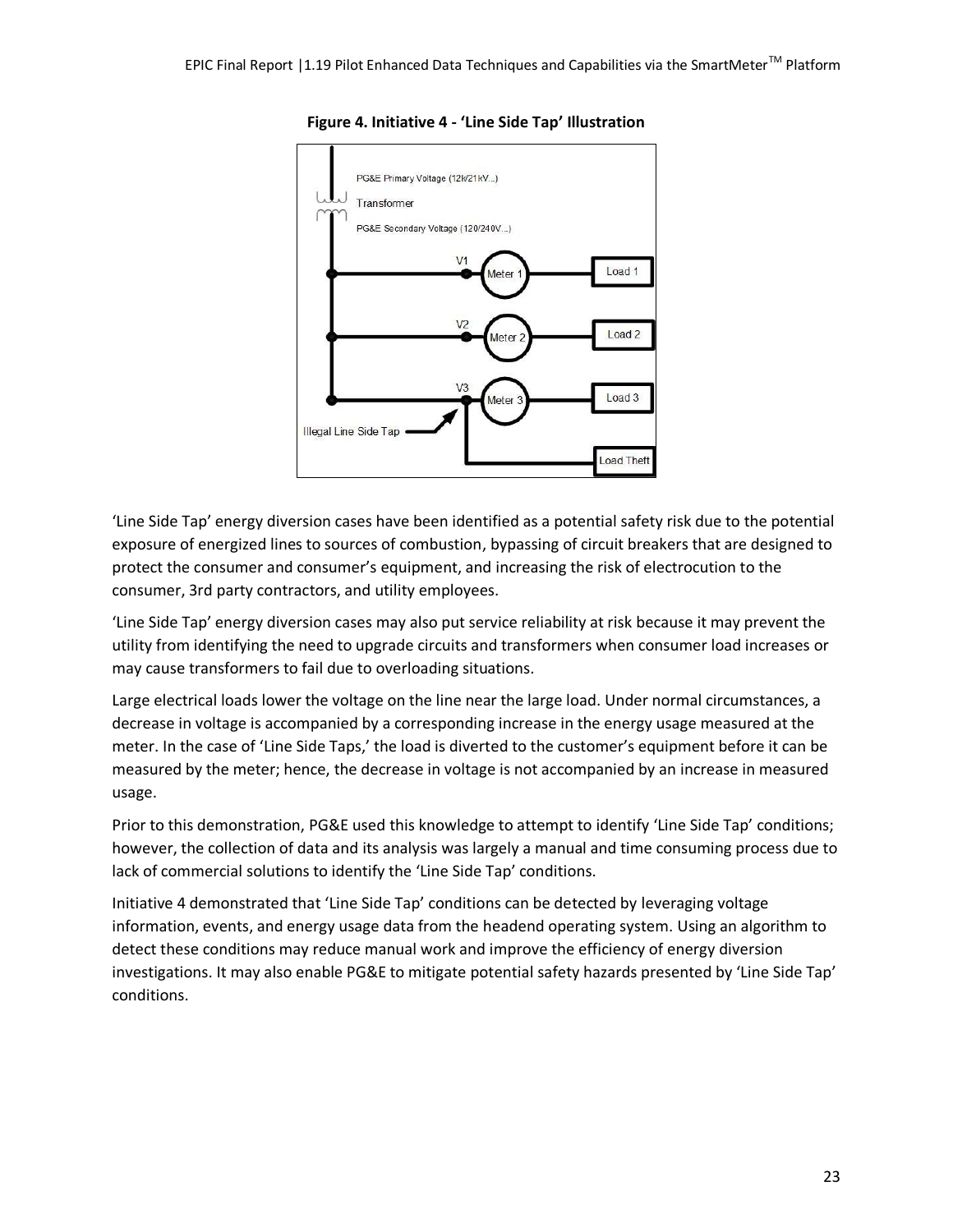**Figure 4. Initiative 4 - 'Line Side Tap' Illustration**

'Line Side Tap' energy diversion cases have been identified as a potential safety risk due to the potential exposure of energized lines to sources of combustion, bypassing of circuit breakers that are designed to protect the consumer and consumer's equipment, and increasing the risk of electrocution to the consumer, 3rd party contractors, and utility employees.

'Line Side Tap' energy diversion cases may also put service reliability at risk because it may prevent the utility from identifying the need to upgrade circuits and transformers when consumer load increases or may cause transformers to fail due to overloading situations.

Large electrical loads lower the voltage on the line near the large load. Under normal circumstances, a decrease in voltage is accompanied by a corresponding increase in the energy usage measured at the meter. In the case of 'Line Side Taps,' the load is diverted to the customer's equipment before it can be measured by the meter; hence, the decrease in voltage is not accompanied by an increase in measured usage.

Prior to this demonstration, PG&E used this knowledge to attempt to identify 'Line Side Tap' conditions; however, the collection of data and its analysis was largely a manual and time consuming process due to lack of commercial solutions to identify the 'Line Side Tap' conditions.

Initiative 4 demonstrated that 'Line Side Tap' conditions can be detected by leveraging voltage information, events, and energy usage data from the headend operating system. Using an algorithm to detect these conditions may reduce manual work and improve the efficiency of energy diversion investigations. It may also enable PG&E to mitigate potential safety hazards presented by 'Line Side Tap' conditions.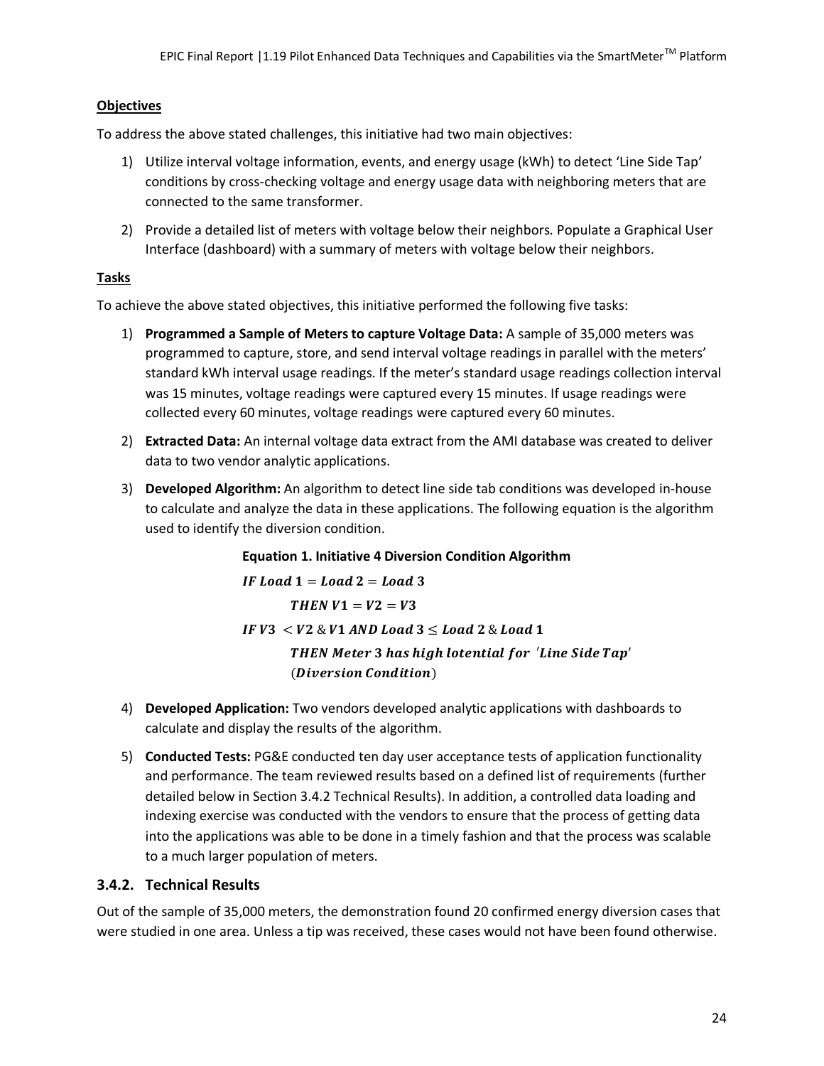**Objectives**

To address the above stated challenges, this initiative had two main objectives:

1) Utilize interval voltage information, events, and energy usage (kWh) to detect 'Line Side Tap' conditions by cross-checking voltage and energy usage data with neighboring meters that are connected to the same transformer.

2) Provide a detailed list of meters with voltage below their neighbors. Populate a Graphical User Interface (dashboard) with a summary of meters with voltage below their neighbors.

**Tasks**

To achieve the above stated objectives, this initiative performed the following five tasks:

1) **Programmed a Sample of Meters to capture Voltage Data:** A sample of 35,000 meters was programmed to capture, store, and send interval voltage readings in parallel with the meters' standard kWh interval usage readings. If the meter's standard usage readings collection interval was 15 minutes, voltage readings were captured every 15 minutes. If usage readings were collected every 60 minutes, voltage readings were captured every 60 minutes.

2) **Extracted Data:** An internal voltage data extract from the AMI database was created to deliver data to two vendor analytic applications.

3) **Developed Algorithm:** An algorithm to detect line side tab conditions was developed in-house to calculate and analyze the data in these applications. The following equation is the algorithm used to identify the diversion condition.

**Equation 1. Initiative 4 Diversion Condition Algorithm**

$$
\begin{aligned}
&\boldsymbol{IF\ Load\ 1 = Load\ 2 = Load\ 3} \\
&\qquad \boldsymbol{THEN\ V1 = V2 = V3} \\
&\boldsymbol{IF\ V3\ < V2\ \&\ V1\ AND\ Load\ 3 \leq Load\ 2\ \&\ Load\ 1} \\
&\qquad \boldsymbol{THEN\ Meter\ 3\ has\ high\ lotential\ for\ \ 'Line\ Side\ Tap'} \\
&\qquad \boldsymbol{(Diversion\ Condition)}
\end{aligned}
$$

4) **Developed Application:** Two vendors developed analytic applications with dashboards to calculate and display the results of the algorithm.

5) **Conducted Tests:** PG&E conducted ten day user acceptance tests of application functionality and performance. The team reviewed results based on a defined list of requirements (further detailed below in Section 3.4.2 Technical Results). In addition, a controlled data loading and indexing exercise was conducted with the vendors to ensure that the process of getting data into the applications was able to be done in a timely fashion and that the process was scalable to a much larger population of meters.

### 3.4.2. Technical Results

Out of the sample of 35,000 meters, the demonstration found 20 confirmed energy diversion cases that were studied in one area. Unless a tip was received, these cases would not have been found otherwise.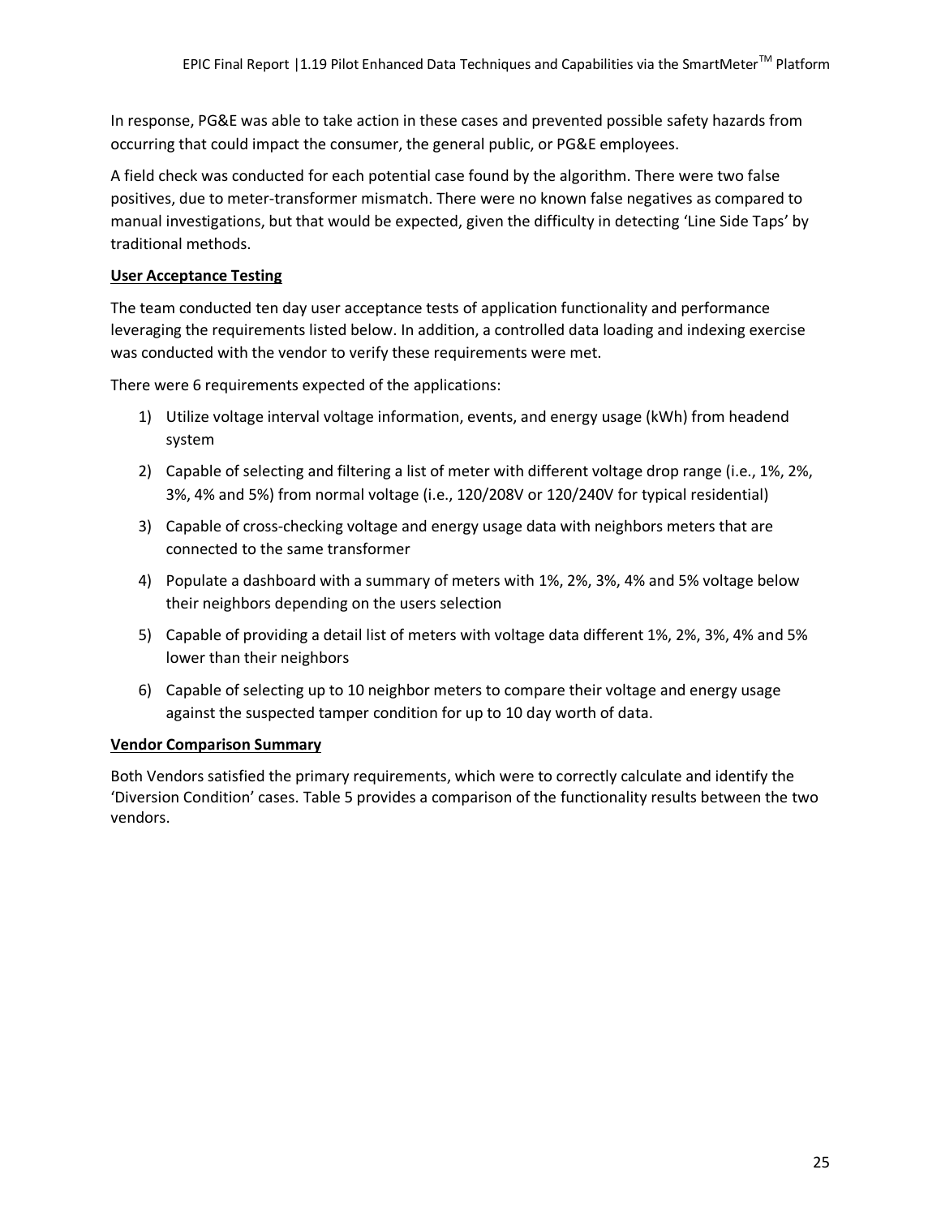In response, PG&E was able to take action in these cases and prevented possible safety hazards from occurring that could impact the consumer, the general public, or PG&E employees.

A field check was conducted for each potential case found by the algorithm. There were two false positives, due to meter-transformer mismatch. There were no known false negatives as compared to manual investigations, but that would be expected, given the difficulty in detecting 'Line Side Taps' by traditional methods.

**User Acceptance Testing**

The team conducted ten day user acceptance tests of application functionality and performance leveraging the requirements listed below. In addition, a controlled data loading and indexing exercise was conducted with the vendor to verify these requirements were met.

There were 6 requirements expected of the applications:

1) Utilize voltage interval voltage information, events, and energy usage (kWh) from headend system
2) Capable of selecting and filtering a list of meter with different voltage drop range (i.e., 1%, 2%, 3%, 4% and 5%) from normal voltage (i.e., 120/208V or 120/240V for typical residential)
3) Capable of cross-checking voltage and energy usage data with neighbors meters that are connected to the same transformer
4) Populate a dashboard with a summary of meters with 1%, 2%, 3%, 4% and 5% voltage below their neighbors depending on the users selection
5) Capable of providing a detail list of meters with voltage data different 1%, 2%, 3%, 4% and 5% lower than their neighbors
6) Capable of selecting up to 10 neighbor meters to compare their voltage and energy usage against the suspected tamper condition for up to 10 day worth of data.

**Vendor Comparison Summary**

Both Vendors satisfied the primary requirements, which were to correctly calculate and identify the 'Diversion Condition' cases. Table 5 provides a comparison of the functionality results between the two vendors.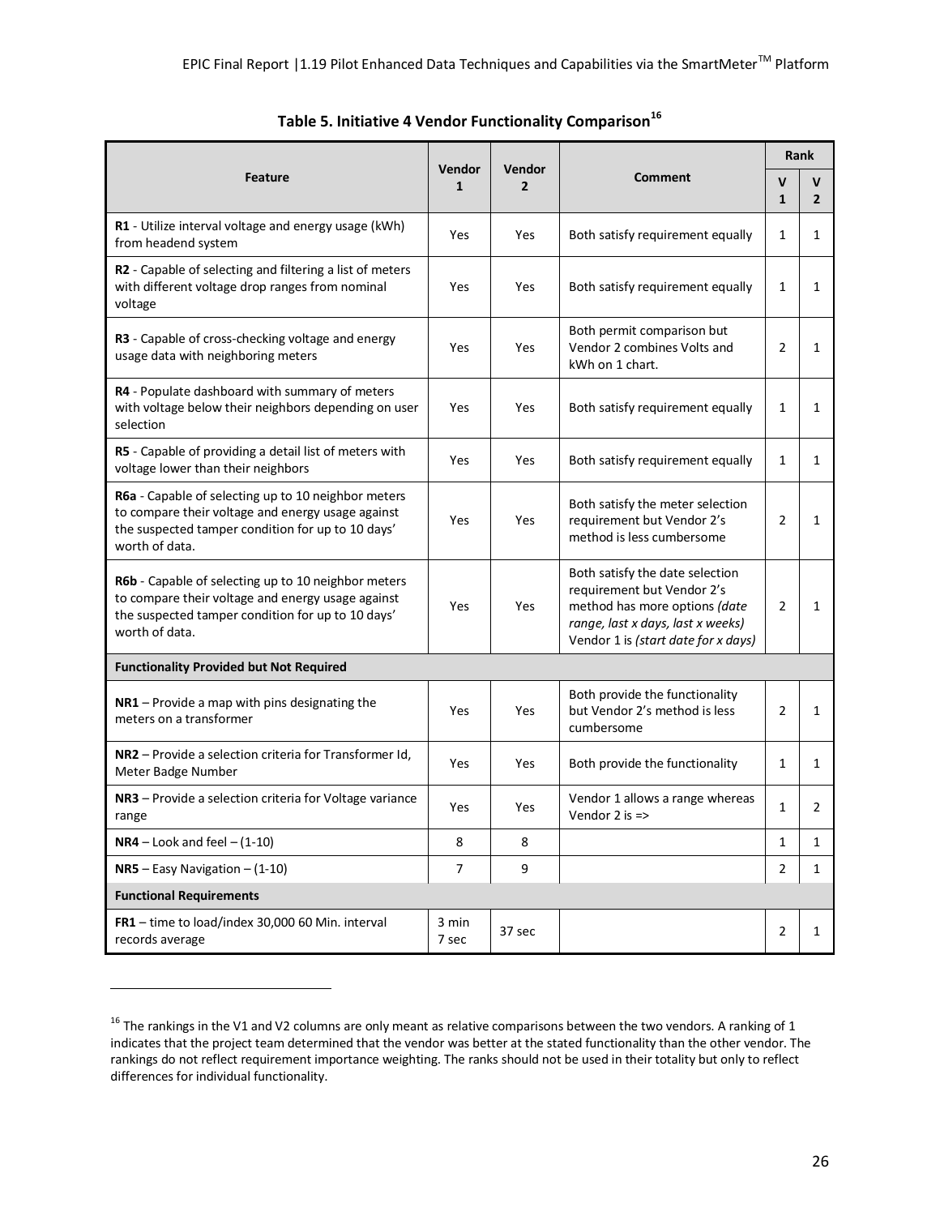**Table 5. Initiative 4 Vendor Functionality Comparison[16]**

| Feature | Vendor 1 | Vendor 2 | Comment | Rank | |
|---|---|---|---|---|---|
| | | | | V 1 | V 2 |
| **R1** - Utilize interval voltage and energy usage (kWh) from headend system | Yes | Yes | Both satisfy requirement equally | 1 | 1 |
| **R2** - Capable of selecting and filtering a list of meters with different voltage drop ranges from nominal voltage | Yes | Yes | Both satisfy requirement equally | 1 | 1 |
| **R3** - Capable of cross-checking voltage and energy usage data with neighboring meters | Yes | Yes | Both permit comparison but Vendor 2 combines Volts and kWh on 1 chart. | 2 | 1 |
| **R4** - Populate dashboard with summary of meters with voltage below their neighbors depending on user selection | Yes | Yes | Both satisfy requirement equally | 1 | 1 |
| **R5** - Capable of providing a detail list of meters with voltage lower than their neighbors | Yes | Yes | Both satisfy requirement equally | 1 | 1 |
| **R6a** - Capable of selecting up to 10 neighbor meters to compare their voltage and energy usage against the suspected tamper condition for up to 10 days' worth of data. | Yes | Yes | Both satisfy the meter selection requirement but Vendor 2's method is less cumbersome | 2 | 1 |
| **R6b** - Capable of selecting up to 10 neighbor meters to compare their voltage and energy usage against the suspected tamper condition for up to 10 days' worth of data. | Yes | Yes | Both satisfy the date selection requirement but Vendor 2's method has more options *(date range, last x days, last x weeks)* Vendor 1 is *(start date for x days)* | 2 | 1 |
| **Functionality Provided but Not Required** | | | | | |
| **NR1** – Provide a map with pins designating the meters on a transformer | Yes | Yes | Both provide the functionality but Vendor 2's method is less cumbersome | 2 | 1 |
| **NR2** – Provide a selection criteria for Transformer Id, Meter Badge Number | Yes | Yes | Both provide the functionality | 1 | 1 |
| **NR3** – Provide a selection criteria for Voltage variance range | Yes | Yes | Vendor 1 allows a range whereas Vendor 2 is => | 1 | 2 |
| **NR4** – Look and feel – (1-10) | 8 | 8 | | 1 | 1 |
| **NR5** – Easy Navigation – (1-10) | 7 | 9 | | 2 | 1 |
| **Functional Requirements** | | | | | |
| **FR1** – time to load/index 30,000 60 Min. interval records average | 3 min 7 sec | 37 sec | | 2 | 1 |

[16] The rankings in the V1 and V2 columns are only meant as relative comparisons between the two vendors. A ranking of 1 indicates that the project team determined that the vendor was better at the stated functionality than the other vendor. The rankings do not reflect requirement importance weighting. The ranks should not be used in their totality but only to reflect differences for individual functionality.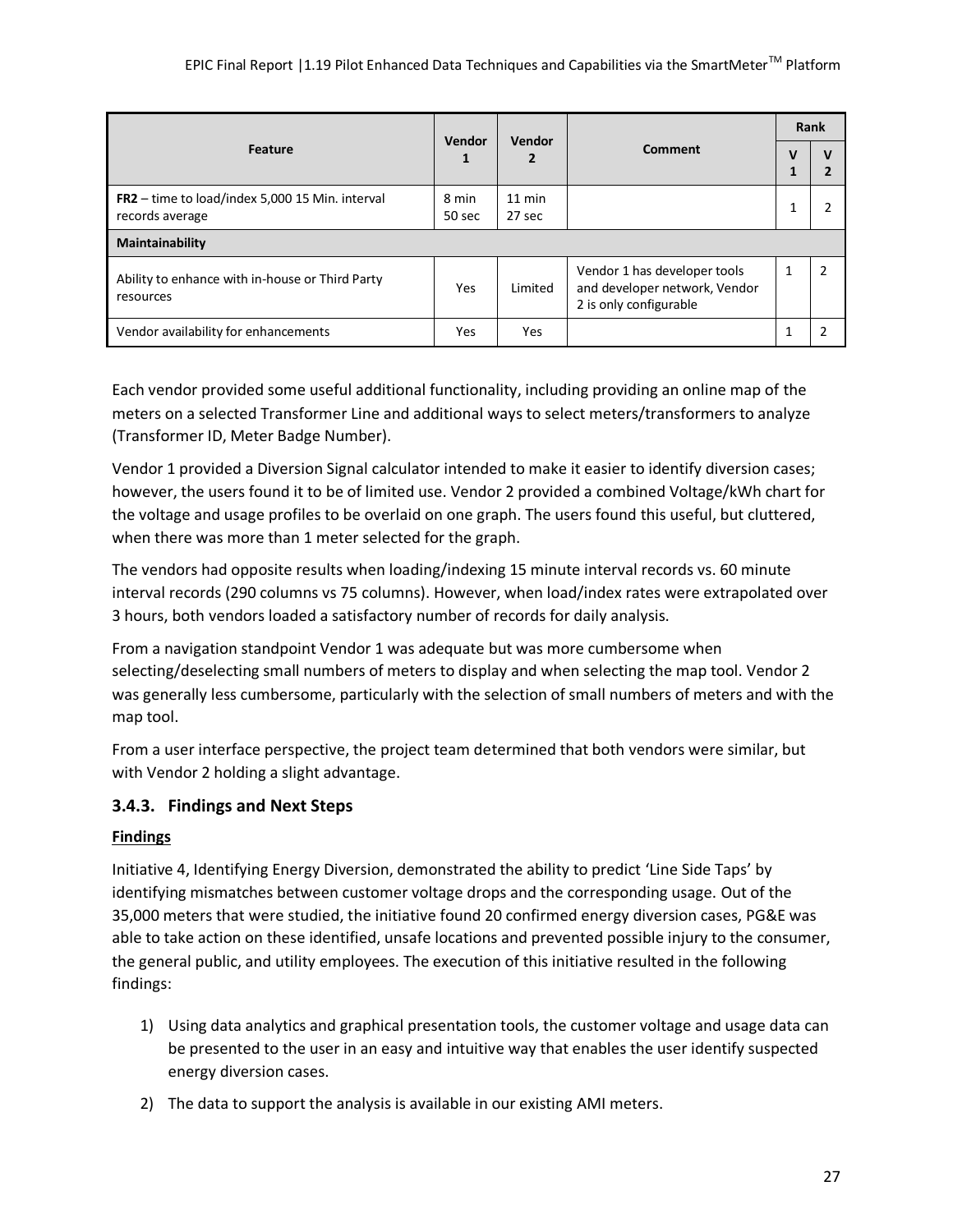| Feature | Vendor 1 | Vendor 2 | Comment | Rank | |
|---|---|---|---|---|---|
| | | | | V 1 | V 2 |
| **FR2** – time to load/index 5,000 15 Min. interval records average | 8 min 50 sec | 11 min 27 sec | | 1 | 2 |
| **Maintainability** | | | | | |
| Ability to enhance with in-house or Third Party resources | Yes | Limited | Vendor 1 has developer tools and developer network, Vendor 2 is only configurable | 1 | 2 |
| Vendor availability for enhancements | Yes | Yes | | 1 | 2 |

Each vendor provided some useful additional functionality, including providing an online map of the meters on a selected Transformer Line and additional ways to select meters/transformers to analyze (Transformer ID, Meter Badge Number).

Vendor 1 provided a Diversion Signal calculator intended to make it easier to identify diversion cases; however, the users found it to be of limited use. Vendor 2 provided a combined Voltage/kWh chart for the voltage and usage profiles to be overlaid on one graph. The users found this useful, but cluttered, when there was more than 1 meter selected for the graph.

The vendors had opposite results when loading/indexing 15 minute interval records vs. 60 minute interval records (290 columns vs 75 columns). However, when load/index rates were extrapolated over 3 hours, both vendors loaded a satisfactory number of records for daily analysis.

From a navigation standpoint Vendor 1 was adequate but was more cumbersome when selecting/deselecting small numbers of meters to display and when selecting the map tool. Vendor 2 was generally less cumbersome, particularly with the selection of small numbers of meters and with the map tool.

From a user interface perspective, the project team determined that both vendors were similar, but with Vendor 2 holding a slight advantage.

### 3.4.3. Findings and Next Steps

**Findings**

Initiative 4, Identifying Energy Diversion, demonstrated the ability to predict 'Line Side Taps' by identifying mismatches between customer voltage drops and the corresponding usage. Out of the 35,000 meters that were studied, the initiative found 20 confirmed energy diversion cases, PG&E was able to take action on these identified, unsafe locations and prevented possible injury to the consumer, the general public, and utility employees. The execution of this initiative resulted in the following findings:

1) Using data analytics and graphical presentation tools, the customer voltage and usage data can be presented to the user in an easy and intuitive way that enables the user identify suspected energy diversion cases.
2) The data to support the analysis is available in our existing AMI meters.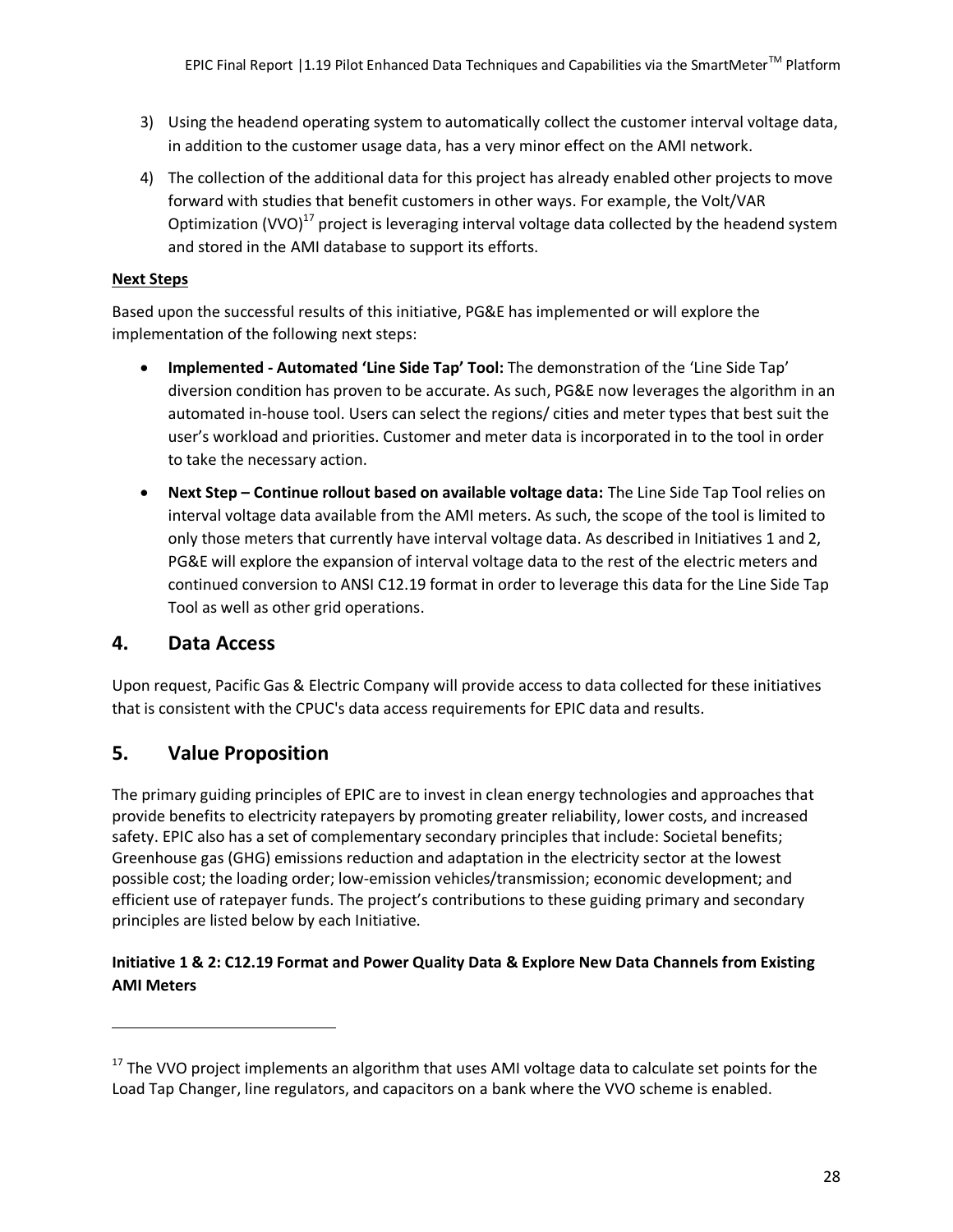3) Using the headend operating system to automatically collect the customer interval voltage data, in addition to the customer usage data, has a very minor effect on the AMI network.

4) The collection of the additional data for this project has already enabled other projects to move forward with studies that benefit customers in other ways. For example, the Volt/VAR Optimization (VVO)[17] project is leveraging interval voltage data collected by the headend system and stored in the AMI database to support its efforts.

**Next Steps**

Based upon the successful results of this initiative, PG&E has implemented or will explore the implementation of the following next steps:

- **Implemented - Automated 'Line Side Tap' Tool:** The demonstration of the 'Line Side Tap' diversion condition has proven to be accurate. As such, PG&E now leverages the algorithm in an automated in-house tool. Users can select the regions/ cities and meter types that best suit the user's workload and priorities. Customer and meter data is incorporated in to the tool in order to take the necessary action.
- **Next Step – Continue rollout based on available voltage data:** The Line Side Tap Tool relies on interval voltage data available from the AMI meters. As such, the scope of the tool is limited to only those meters that currently have interval voltage data. As described in Initiatives 1 and 2, PG&E will explore the expansion of interval voltage data to the rest of the electric meters and continued conversion to ANSI C12.19 format in order to leverage this data for the Line Side Tap Tool as well as other grid operations.

## 4. Data Access

Upon request, Pacific Gas & Electric Company will provide access to data collected for these initiatives that is consistent with the CPUC's data access requirements for EPIC data and results.

## 5. Value Proposition

The primary guiding principles of EPIC are to invest in clean energy technologies and approaches that provide benefits to electricity ratepayers by promoting greater reliability, lower costs, and increased safety. EPIC also has a set of complementary secondary principles that include: Societal benefits; Greenhouse gas (GHG) emissions reduction and adaptation in the electricity sector at the lowest possible cost; the loading order; low-emission vehicles/transmission; economic development; and efficient use of ratepayer funds. The project's contributions to these guiding primary and secondary principles are listed below by each Initiative.

**Initiative 1 & 2: C12.19 Format and Power Quality Data & Explore New Data Channels from Existing AMI Meters**

---

[17] The VVO project implements an algorithm that uses AMI voltage data to calculate set points for the Load Tap Changer, line regulators, and capacitors on a bank where the VVO scheme is enabled.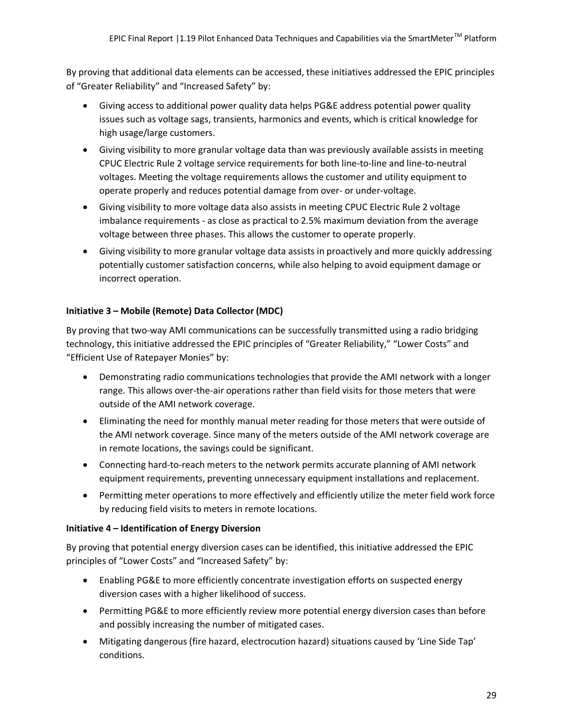By proving that additional data elements can be accessed, these initiatives addressed the EPIC principles of "Greater Reliability" and "Increased Safety" by:

- Giving access to additional power quality data helps PG&E address potential power quality issues such as voltage sags, transients, harmonics and events, which is critical knowledge for high usage/large customers.
- Giving visibility to more granular voltage data than was previously available assists in meeting CPUC Electric Rule 2 voltage service requirements for both line-to-line and line-to-neutral voltages. Meeting the voltage requirements allows the customer and utility equipment to operate properly and reduces potential damage from over- or under-voltage.
- Giving visibility to more voltage data also assists in meeting CPUC Electric Rule 2 voltage imbalance requirements - as close as practical to 2.5% maximum deviation from the average voltage between three phases. This allows the customer to operate properly.
- Giving visibility to more granular voltage data assists in proactively and more quickly addressing potentially customer satisfaction concerns, while also helping to avoid equipment damage or incorrect operation.

**Initiative 3 – Mobile (Remote) Data Collector (MDC)**

By proving that two-way AMI communications can be successfully transmitted using a radio bridging technology, this initiative addressed the EPIC principles of "Greater Reliability," "Lower Costs" and "Efficient Use of Ratepayer Monies" by:

- Demonstrating radio communications technologies that provide the AMI network with a longer range. This allows over-the-air operations rather than field visits for those meters that were outside of the AMI network coverage.
- Eliminating the need for monthly manual meter reading for those meters that were outside of the AMI network coverage. Since many of the meters outside of the AMI network coverage are in remote locations, the savings could be significant.
- Connecting hard-to-reach meters to the network permits accurate planning of AMI network equipment requirements, preventing unnecessary equipment installations and replacement.
- Permitting meter operations to more effectively and efficiently utilize the meter field work force by reducing field visits to meters in remote locations.

**Initiative 4 – Identification of Energy Diversion**

By proving that potential energy diversion cases can be identified, this initiative addressed the EPIC principles of "Lower Costs" and "Increased Safety" by:

- Enabling PG&E to more efficiently concentrate investigation efforts on suspected energy diversion cases with a higher likelihood of success.
- Permitting PG&E to more efficiently review more potential energy diversion cases than before and possibly increasing the number of mitigated cases.
- Mitigating dangerous (fire hazard, electrocution hazard) situations caused by 'Line Side Tap' conditions.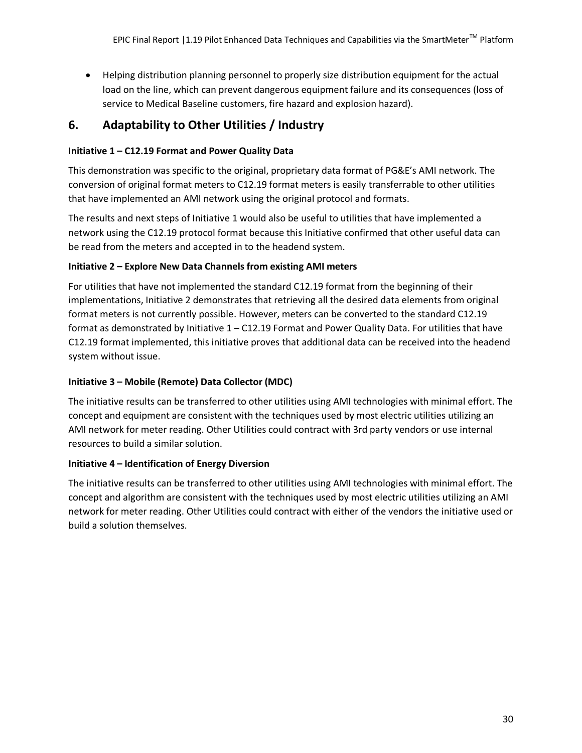- Helping distribution planning personnel to properly size distribution equipment for the actual load on the line, which can prevent dangerous equipment failure and its consequences (loss of service to Medical Baseline customers, fire hazard and explosion hazard).

## 6. Adaptability to Other Utilities / Industry

**Initiative 1 – C12.19 Format and Power Quality Data**

This demonstration was specific to the original, proprietary data format of PG&E's AMI network. The conversion of original format meters to C12.19 format meters is easily transferrable to other utilities that have implemented an AMI network using the original protocol and formats.

The results and next steps of Initiative 1 would also be useful to utilities that have implemented a network using the C12.19 protocol format because this Initiative confirmed that other useful data can be read from the meters and accepted in to the headend system.

**Initiative 2 – Explore New Data Channels from existing AMI meters**

For utilities that have not implemented the standard C12.19 format from the beginning of their implementations, Initiative 2 demonstrates that retrieving all the desired data elements from original format meters is not currently possible. However, meters can be converted to the standard C12.19 format as demonstrated by Initiative 1 – C12.19 Format and Power Quality Data. For utilities that have C12.19 format implemented, this initiative proves that additional data can be received into the headend system without issue.

**Initiative 3 – Mobile (Remote) Data Collector (MDC)**

The initiative results can be transferred to other utilities using AMI technologies with minimal effort. The concept and equipment are consistent with the techniques used by most electric utilities utilizing an AMI network for meter reading. Other Utilities could contract with 3rd party vendors or use internal resources to build a similar solution.

**Initiative 4 – Identification of Energy Diversion**

The initiative results can be transferred to other utilities using AMI technologies with minimal effort. The concept and algorithm are consistent with the techniques used by most electric utilities utilizing an AMI network for meter reading. Other Utilities could contract with either of the vendors the initiative used or build a solution themselves.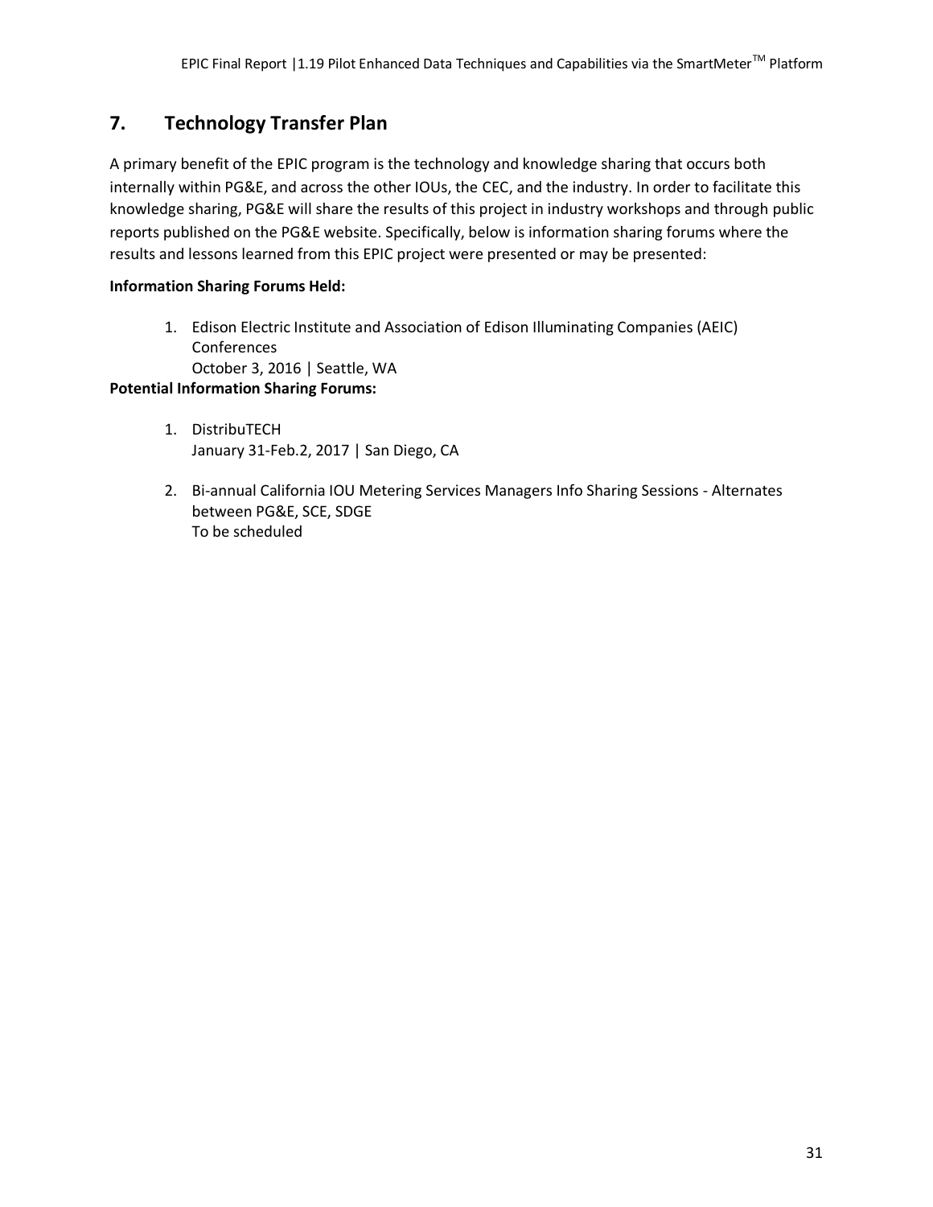## 7. Technology Transfer Plan

A primary benefit of the EPIC program is the technology and knowledge sharing that occurs both internally within PG&E, and across the other IOUs, the CEC, and the industry. In order to facilitate this knowledge sharing, PG&E will share the results of this project in industry workshops and through public reports published on the PG&E website. Specifically, below is information sharing forums where the results and lessons learned from this EPIC project were presented or may be presented:

**Information Sharing Forums Held:**

1. Edison Electric Institute and Association of Edison Illuminating Companies (AEIC) Conferences
   October 3, 2016 | Seattle, WA

**Potential Information Sharing Forums:**

1. DistribuTECH
   January 31-Feb.2, 2017 | San Diego, CA

2. Bi-annual California IOU Metering Services Managers Info Sharing Sessions - Alternates between PG&E, SCE, SDGE
   To be scheduled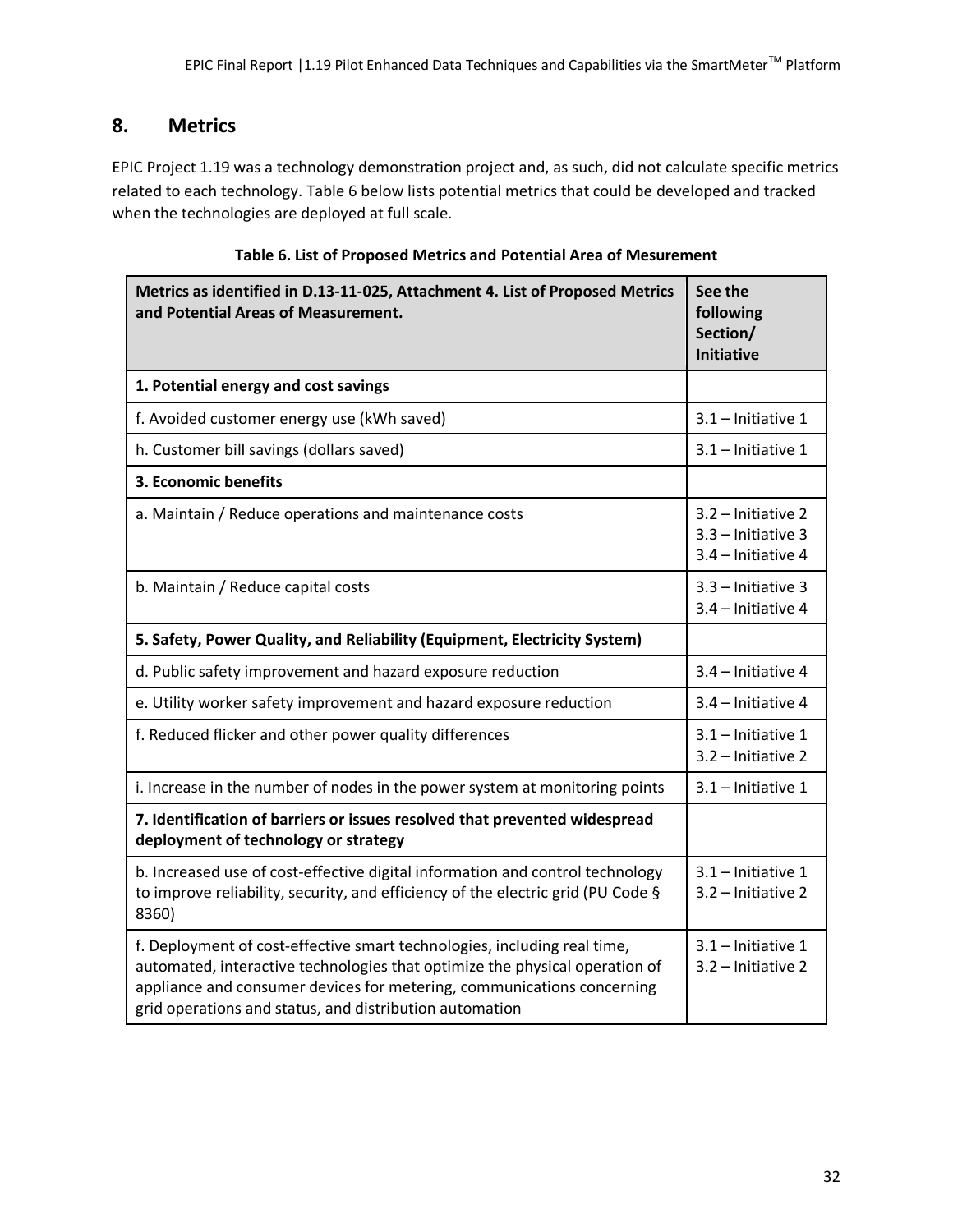## 8. Metrics

EPIC Project 1.19 was a technology demonstration project and, as such, did not calculate specific metrics related to each technology. Table 6 below lists potential metrics that could be developed and tracked when the technologies are deployed at full scale.

**Table 6. List of Proposed Metrics and Potential Area of Mesurement**

| Metrics as identified in D.13-11-025, Attachment 4. List of Proposed Metrics and Potential Areas of Measurement. | See the following Section/ Initiative |
|---|---|
| **1. Potential energy and cost savings** | |
| f. Avoided customer energy use (kWh saved) | 3.1 – Initiative 1 |
| h. Customer bill savings (dollars saved) | 3.1 – Initiative 1 |
| **3. Economic benefits** | |
| a. Maintain / Reduce operations and maintenance costs | 3.2 – Initiative 2<br>3.3 – Initiative 3<br>3.4 – Initiative 4 |
| b. Maintain / Reduce capital costs | 3.3 – Initiative 3<br>3.4 – Initiative 4 |
| **5. Safety, Power Quality, and Reliability (Equipment, Electricity System)** | |
| d. Public safety improvement and hazard exposure reduction | 3.4 – Initiative 4 |
| e. Utility worker safety improvement and hazard exposure reduction | 3.4 – Initiative 4 |
| f. Reduced flicker and other power quality differences | 3.1 – Initiative 1<br>3.2 – Initiative 2 |
| i. Increase in the number of nodes in the power system at monitoring points | 3.1 – Initiative 1 |
| **7. Identification of barriers or issues resolved that prevented widespread deployment of technology or strategy** | |
| b. Increased use of cost-effective digital information and control technology to improve reliability, security, and efficiency of the electric grid (PU Code § 8360) | 3.1 – Initiative 1<br>3.2 – Initiative 2 |
| f. Deployment of cost-effective smart technologies, including real time, automated, interactive technologies that optimize the physical operation of appliance and consumer devices for metering, communications concerning grid operations and status, and distribution automation | 3.1 – Initiative 1<br>3.2 – Initiative 2 |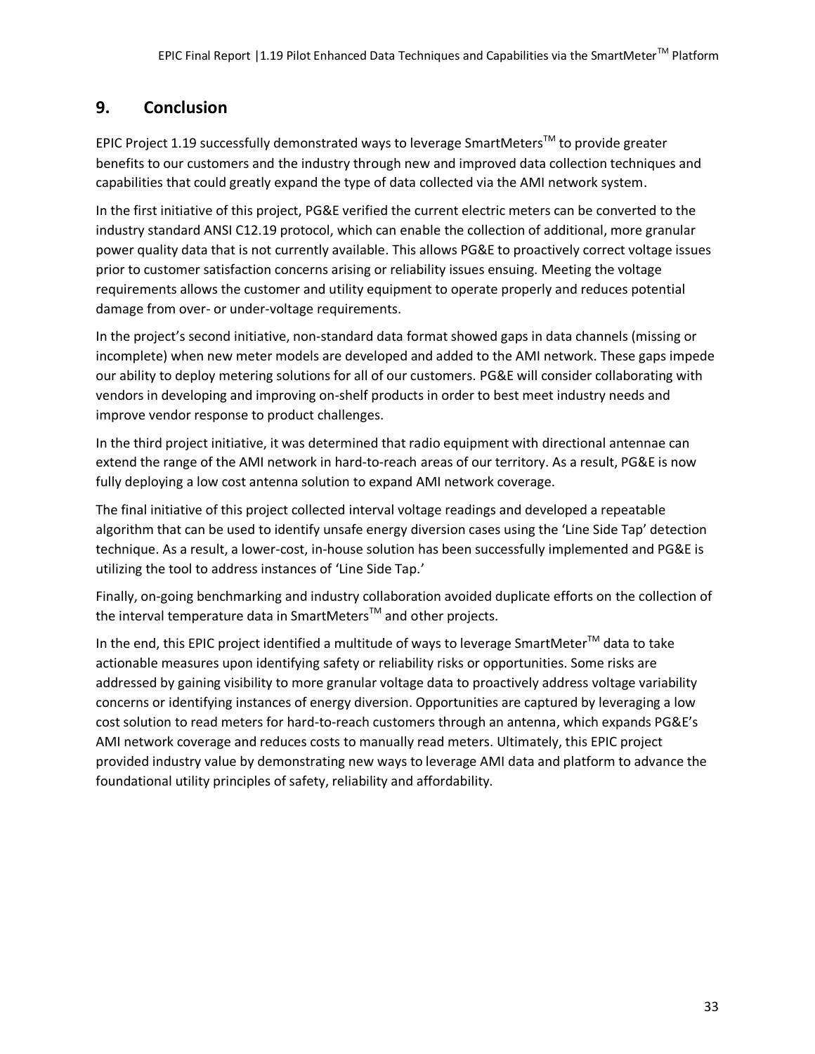## 9. Conclusion

EPIC Project 1.19 successfully demonstrated ways to leverage SmartMeters™ to provide greater benefits to our customers and the industry through new and improved data collection techniques and capabilities that could greatly expand the type of data collected via the AMI network system.

In the first initiative of this project, PG&E verified the current electric meters can be converted to the industry standard ANSI C12.19 protocol, which can enable the collection of additional, more granular power quality data that is not currently available. This allows PG&E to proactively correct voltage issues prior to customer satisfaction concerns arising or reliability issues ensuing. Meeting the voltage requirements allows the customer and utility equipment to operate properly and reduces potential damage from over- or under-voltage requirements.

In the project's second initiative, non-standard data format showed gaps in data channels (missing or incomplete) when new meter models are developed and added to the AMI network. These gaps impede our ability to deploy metering solutions for all of our customers. PG&E will consider collaborating with vendors in developing and improving on-shelf products in order to best meet industry needs and improve vendor response to product challenges.

In the third project initiative, it was determined that radio equipment with directional antennae can extend the range of the AMI network in hard-to-reach areas of our territory. As a result, PG&E is now fully deploying a low cost antenna solution to expand AMI network coverage.

The final initiative of this project collected interval voltage readings and developed a repeatable algorithm that can be used to identify unsafe energy diversion cases using the 'Line Side Tap' detection technique. As a result, a lower-cost, in-house solution has been successfully implemented and PG&E is utilizing the tool to address instances of 'Line Side Tap.'

Finally, on-going benchmarking and industry collaboration avoided duplicate efforts on the collection of the interval temperature data in SmartMeters™ and other projects.

In the end, this EPIC project identified a multitude of ways to leverage SmartMeter™ data to take actionable measures upon identifying safety or reliability risks or opportunities. Some risks are addressed by gaining visibility to more granular voltage data to proactively address voltage variability concerns or identifying instances of energy diversion. Opportunities are captured by leveraging a low cost solution to read meters for hard-to-reach customers through an antenna, which expands PG&E's AMI network coverage and reduces costs to manually read meters. Ultimately, this EPIC project provided industry value by demonstrating new ways to leverage AMI data and platform to advance the foundational utility principles of safety, reliability and affordability.